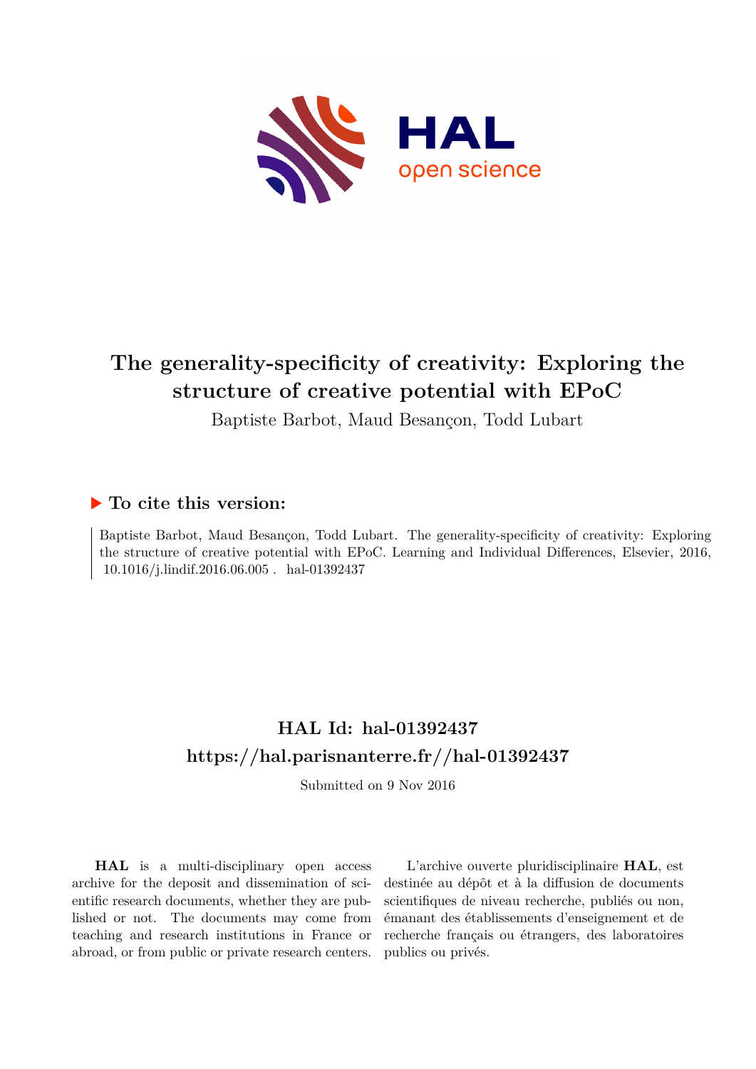# The generality-specificity of creativity: Exploring the structure of creative potential with EPoC

Baptiste Barbot, Maud Besançon, Todd Lubart

## ▶ To cite this version:

Baptiste Barbot, Maud Besançon, Todd Lubart. The generality-specificity of creativity: Exploring the structure of creative potential with EPoC. Learning and Individual Differences, Elsevier, 2016, 10.1016/j.lindif.2016.06.005 . hal-01392437

## HAL Id: hal-01392437
## https://hal.parisnanterre.fr//hal-01392437

Submitted on 9 Nov 2016

**HAL** is a multi-disciplinary open access archive for the deposit and dissemination of scientific research documents, whether they are published or not. The documents may come from teaching and research institutions in France or abroad, or from public or private research centers.

L'archive ouverte pluridisciplinaire **HAL**, est destinée au dépôt et à la diffusion de documents scientifiques de niveau recherche, publiés ou non, émanant des établissements d'enseignement et de recherche français ou étrangers, des laboratoires publics ou privés.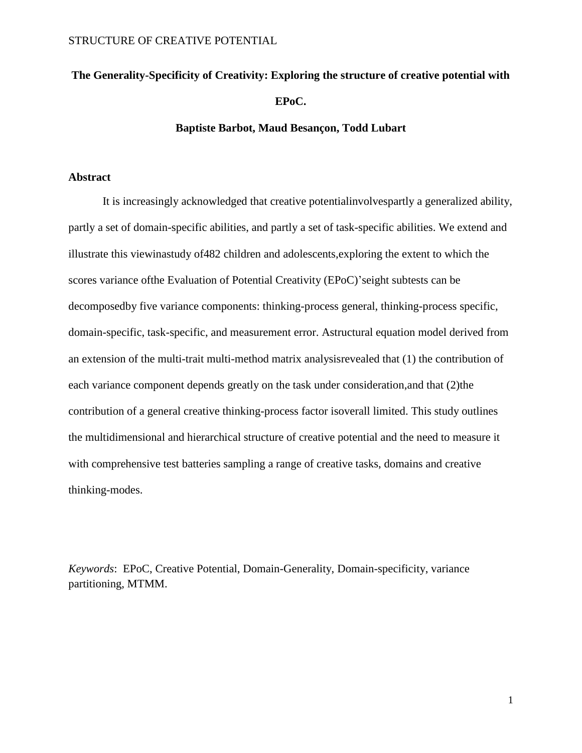**The Generality-Specificity of Creativity: Exploring the structure of creative potential with EPoC.**

**Baptiste Barbot, Maud Besançon, Todd Lubart**

## Abstract

It is increasingly acknowledged that creative potentialinvolvespartly a generalized ability, partly a set of domain-specific abilities, and partly a set of task-specific abilities. We extend and illustrate this viewinastudy of482 children and adolescents,exploring the extent to which the scores variance ofthe Evaluation of Potential Creativity (EPoC)'seight subtests can be decomposedby five variance components: thinking-process general, thinking-process specific, domain-specific, task-specific, and measurement error. Astructural equation model derived from an extension of the multi-trait multi-method matrix analysisrevealed that (1) the contribution of each variance component depends greatly on the task under consideration,and that (2)the contribution of a general creative thinking-process factor isoverall limited. This study outlines the multidimensional and hierarchical structure of creative potential and the need to measure it with comprehensive test batteries sampling a range of creative tasks, domains and creative thinking-modes.

*Keywords*: EPoC, Creative Potential, Domain-Generality, Domain-specificity, variance partitioning, MTMM.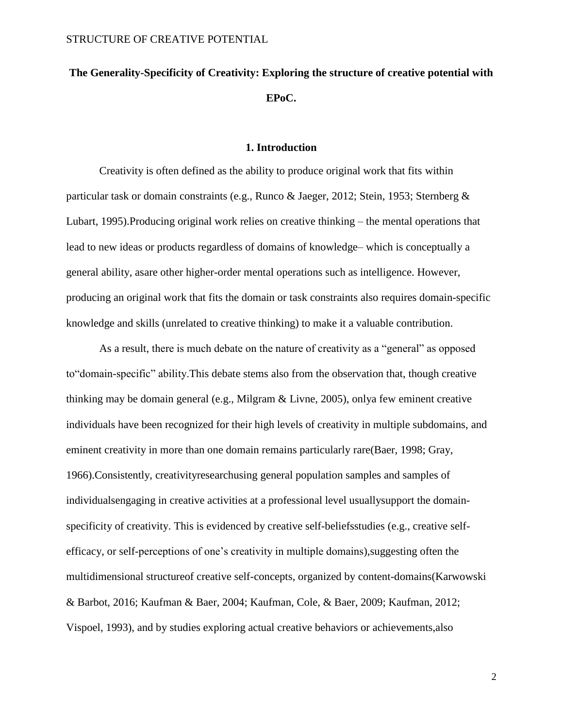# The Generality-Specificity of Creativity: Exploring the structure of creative potential with EPoC.

## 1. Introduction

Creativity is often defined as the ability to produce original work that fits within particular task or domain constraints (e.g., Runco & Jaeger, 2012; Stein, 1953; Sternberg & Lubart, 1995).Producing original work relies on creative thinking – the mental operations that lead to new ideas or products regardless of domains of knowledge– which is conceptually a general ability, asare other higher-order mental operations such as intelligence. However, producing an original work that fits the domain or task constraints also requires domain-specific knowledge and skills (unrelated to creative thinking) to make it a valuable contribution.

As a result, there is much debate on the nature of creativity as a "general" as opposed to"domain-specific" ability.This debate stems also from the observation that, though creative thinking may be domain general (e.g., Milgram & Livne, 2005), onlya few eminent creative individuals have been recognized for their high levels of creativity in multiple subdomains, and eminent creativity in more than one domain remains particularly rare(Baer, 1998; Gray, 1966).Consistently, creativityresearchusing general population samples and samples of individualsengaging in creative activities at a professional level usuallysupport the domain-specificity of creativity. This is evidenced by creative self-beliefsstudies (e.g., creative self-efficacy, or self-perceptions of one's creativity in multiple domains),suggesting often the multidimensional structureof creative self-concepts, organized by content-domains(Karwowski & Barbot, 2016; Kaufman & Baer, 2004; Kaufman, Cole, & Baer, 2009; Kaufman, 2012; Vispoel, 1993), and by studies exploring actual creative behaviors or achievements,also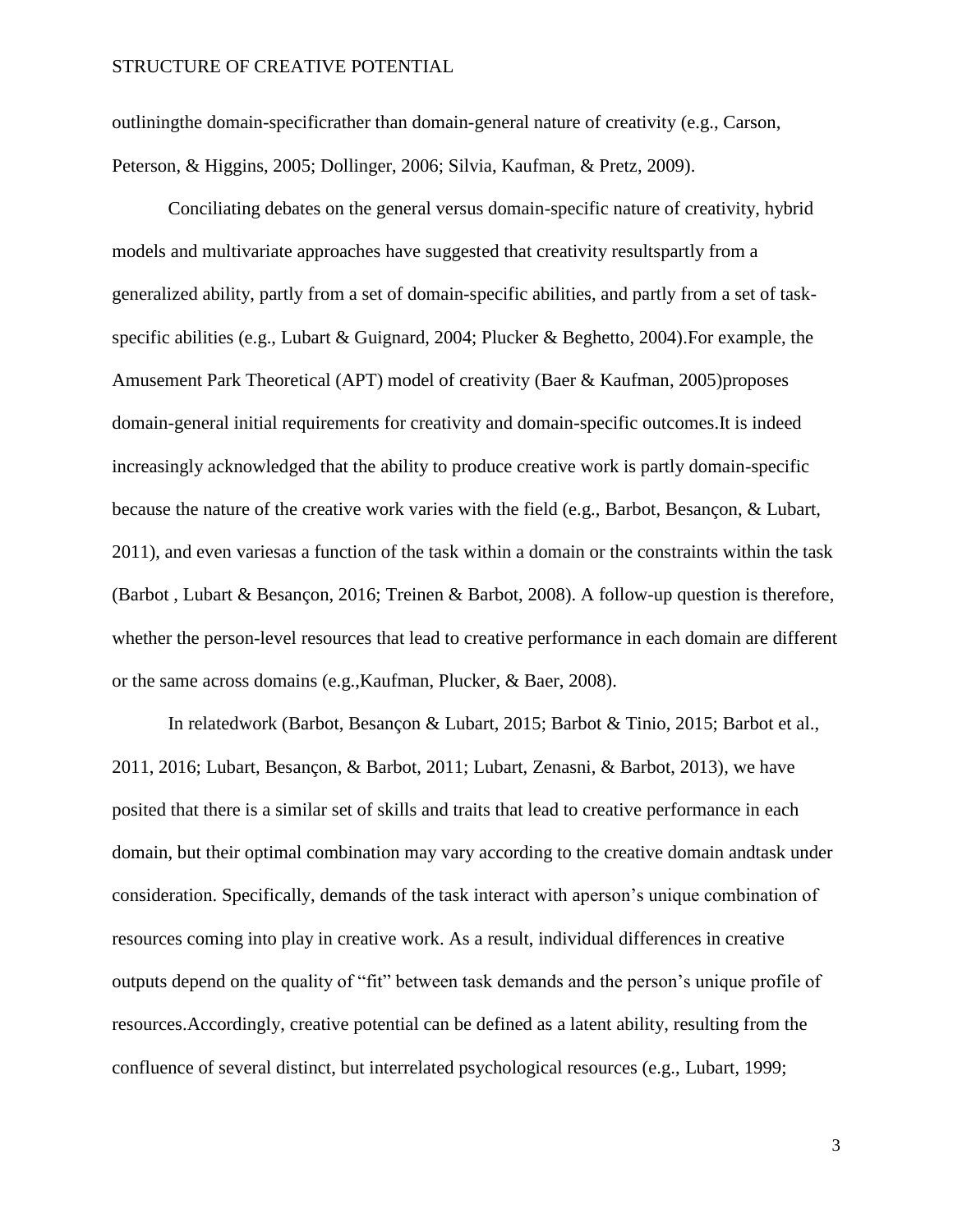outliningthe domain-specificrather than domain-general nature of creativity (e.g., Carson, Peterson, & Higgins, 2005; Dollinger, 2006; Silvia, Kaufman, & Pretz, 2009).

Conciliating debates on the general versus domain-specific nature of creativity, hybrid models and multivariate approaches have suggested that creativity resultspartly from a generalized ability, partly from a set of domain-specific abilities, and partly from a set of task-specific abilities (e.g., Lubart & Guignard, 2004; Plucker & Beghetto, 2004).For example, the Amusement Park Theoretical (APT) model of creativity (Baer & Kaufman, 2005)proposes domain-general initial requirements for creativity and domain-specific outcomes.It is indeed increasingly acknowledged that the ability to produce creative work is partly domain-specific because the nature of the creative work varies with the field (e.g., Barbot, Besançon, & Lubart, 2011), and even variesas a function of the task within a domain or the constraints within the task (Barbot , Lubart & Besançon, 2016; Treinen & Barbot, 2008). A follow-up question is therefore, whether the person-level resources that lead to creative performance in each domain are different or the same across domains (e.g.,Kaufman, Plucker, & Baer, 2008).

In relatedwork (Barbot, Besançon & Lubart, 2015; Barbot & Tinio, 2015; Barbot et al., 2011, 2016; Lubart, Besançon, & Barbot, 2011; Lubart, Zenasni, & Barbot, 2013), we have posited that there is a similar set of skills and traits that lead to creative performance in each domain, but their optimal combination may vary according to the creative domain andtask under consideration. Specifically, demands of the task interact with aperson's unique combination of resources coming into play in creative work. As a result, individual differences in creative outputs depend on the quality of "fit" between task demands and the person's unique profile of resources.Accordingly, creative potential can be defined as a latent ability, resulting from the confluence of several distinct, but interrelated psychological resources (e.g., Lubart, 1999;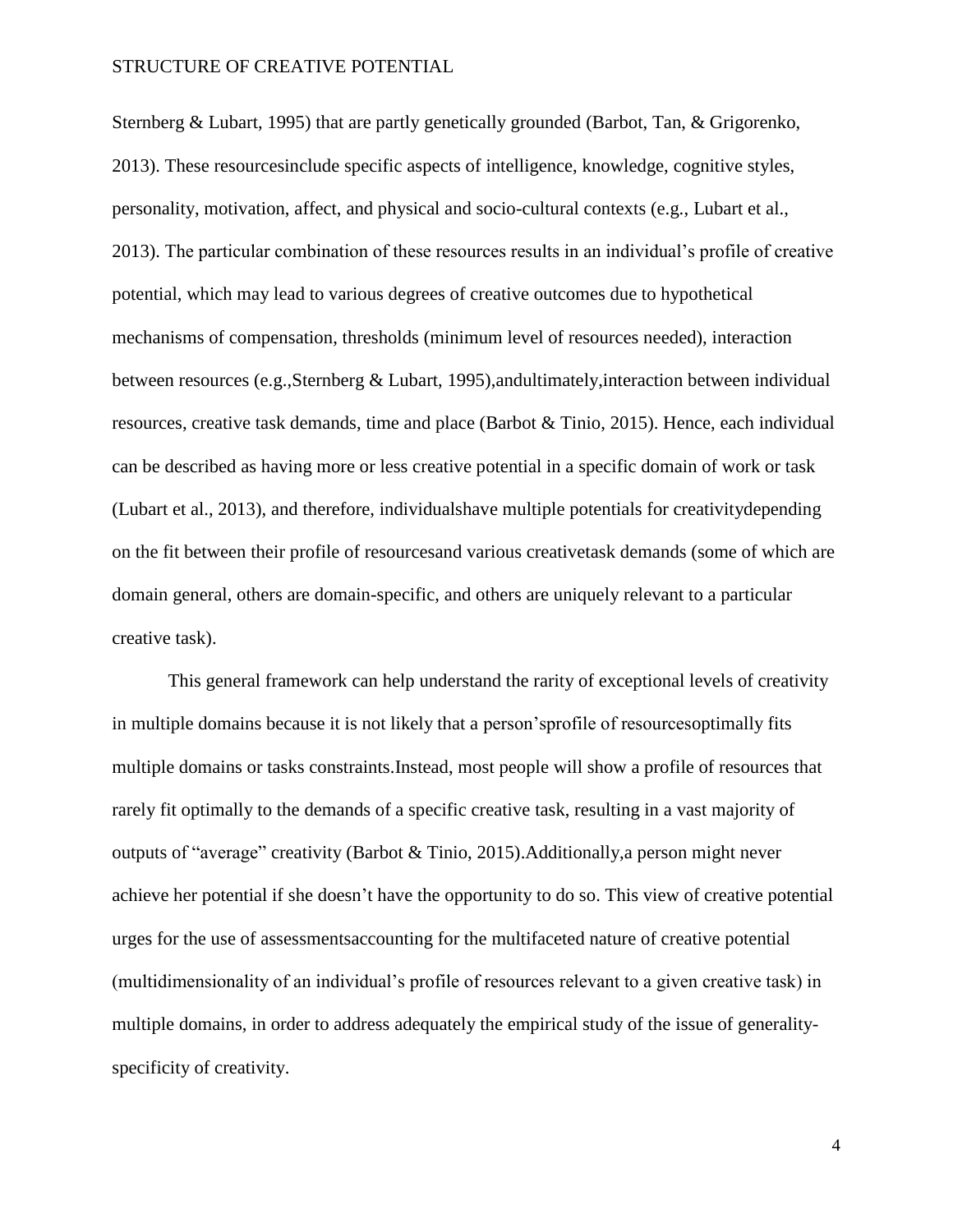Sternberg & Lubart, 1995) that are partly genetically grounded (Barbot, Tan, & Grigorenko, 2013). These resourcesinclude specific aspects of intelligence, knowledge, cognitive styles, personality, motivation, affect, and physical and socio-cultural contexts (e.g., Lubart et al., 2013). The particular combination of these resources results in an individual's profile of creative potential, which may lead to various degrees of creative outcomes due to hypothetical mechanisms of compensation, thresholds (minimum level of resources needed), interaction between resources (e.g.,Sternberg & Lubart, 1995),andultimately,interaction between individual resources, creative task demands, time and place (Barbot & Tinio, 2015). Hence, each individual can be described as having more or less creative potential in a specific domain of work or task (Lubart et al., 2013), and therefore, individualshave multiple potentials for creativitydepending on the fit between their profile of resourcesand various creativetask demands (some of which are domain general, others are domain-specific, and others are uniquely relevant to a particular creative task).

This general framework can help understand the rarity of exceptional levels of creativity in multiple domains because it is not likely that a person'sprofile of resourcesoptimally fits multiple domains or tasks constraints.Instead, most people will show a profile of resources that rarely fit optimally to the demands of a specific creative task, resulting in a vast majority of outputs of "average" creativity (Barbot & Tinio, 2015).Additionally,a person might never achieve her potential if she doesn't have the opportunity to do so. This view of creative potential urges for the use of assessmentsaccounting for the multifaceted nature of creative potential (multidimensionality of an individual's profile of resources relevant to a given creative task) in multiple domains, in order to address adequately the empirical study of the issue of generality-specificity of creativity.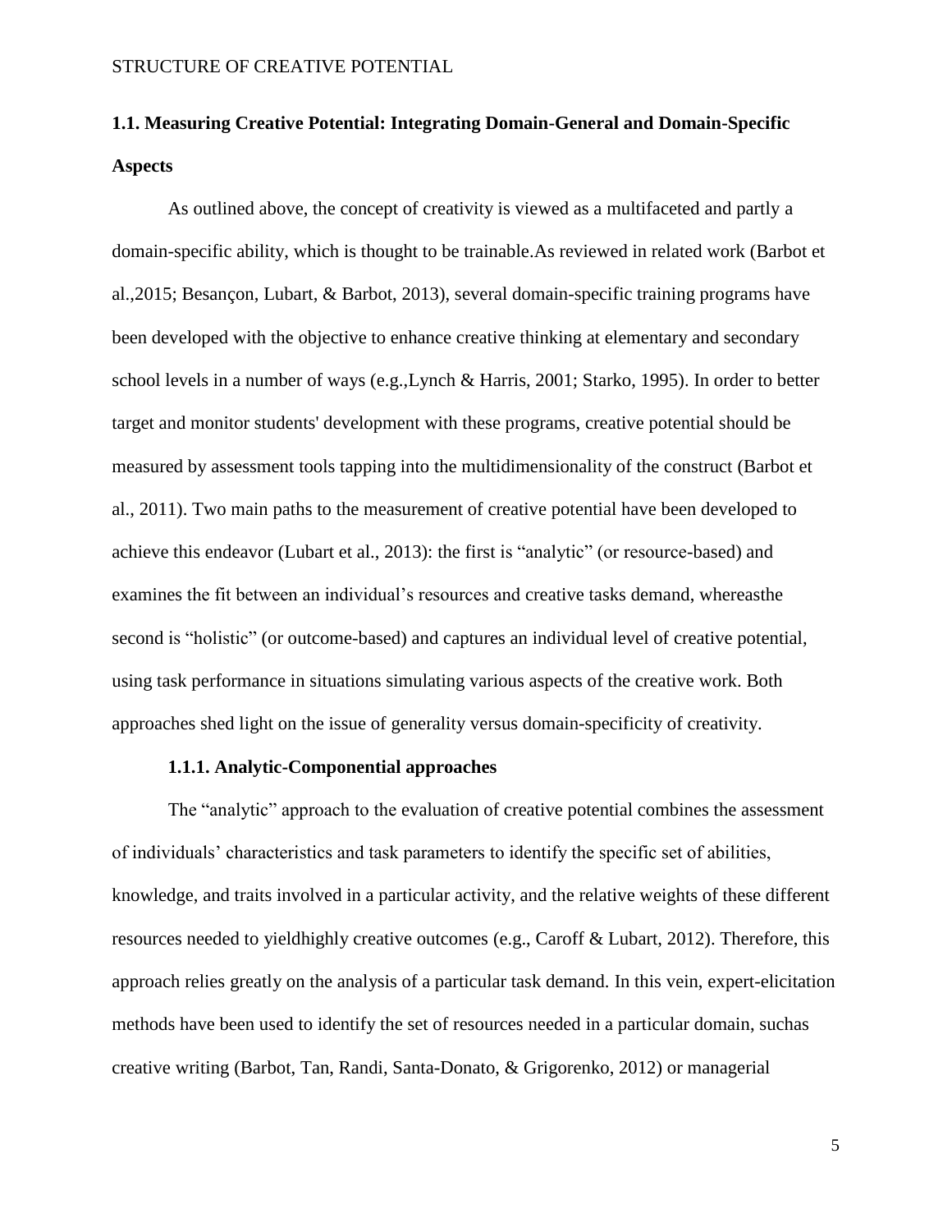## 1.1. Measuring Creative Potential: Integrating Domain-General and Domain-Specific Aspects

As outlined above, the concept of creativity is viewed as a multifaceted and partly a domain-specific ability, which is thought to be trainable.As reviewed in related work (Barbot et al.,2015; Besançon, Lubart, & Barbot, 2013), several domain-specific training programs have been developed with the objective to enhance creative thinking at elementary and secondary school levels in a number of ways (e.g.,Lynch & Harris, 2001; Starko, 1995). In order to better target and monitor students' development with these programs, creative potential should be measured by assessment tools tapping into the multidimensionality of the construct (Barbot et al., 2011). Two main paths to the measurement of creative potential have been developed to achieve this endeavor (Lubart et al., 2013): the first is "analytic" (or resource-based) and examines the fit between an individual's resources and creative tasks demand, whereasthe second is "holistic" (or outcome-based) and captures an individual level of creative potential, using task performance in situations simulating various aspects of the creative work. Both approaches shed light on the issue of generality versus domain-specificity of creativity.

### 1.1.1. Analytic-Componential approaches

The "analytic" approach to the evaluation of creative potential combines the assessment of individuals' characteristics and task parameters to identify the specific set of abilities, knowledge, and traits involved in a particular activity, and the relative weights of these different resources needed to yieldhighly creative outcomes (e.g., Caroff & Lubart, 2012). Therefore, this approach relies greatly on the analysis of a particular task demand. In this vein, expert-elicitation methods have been used to identify the set of resources needed in a particular domain, suchas creative writing (Barbot, Tan, Randi, Santa-Donato, & Grigorenko, 2012) or managerial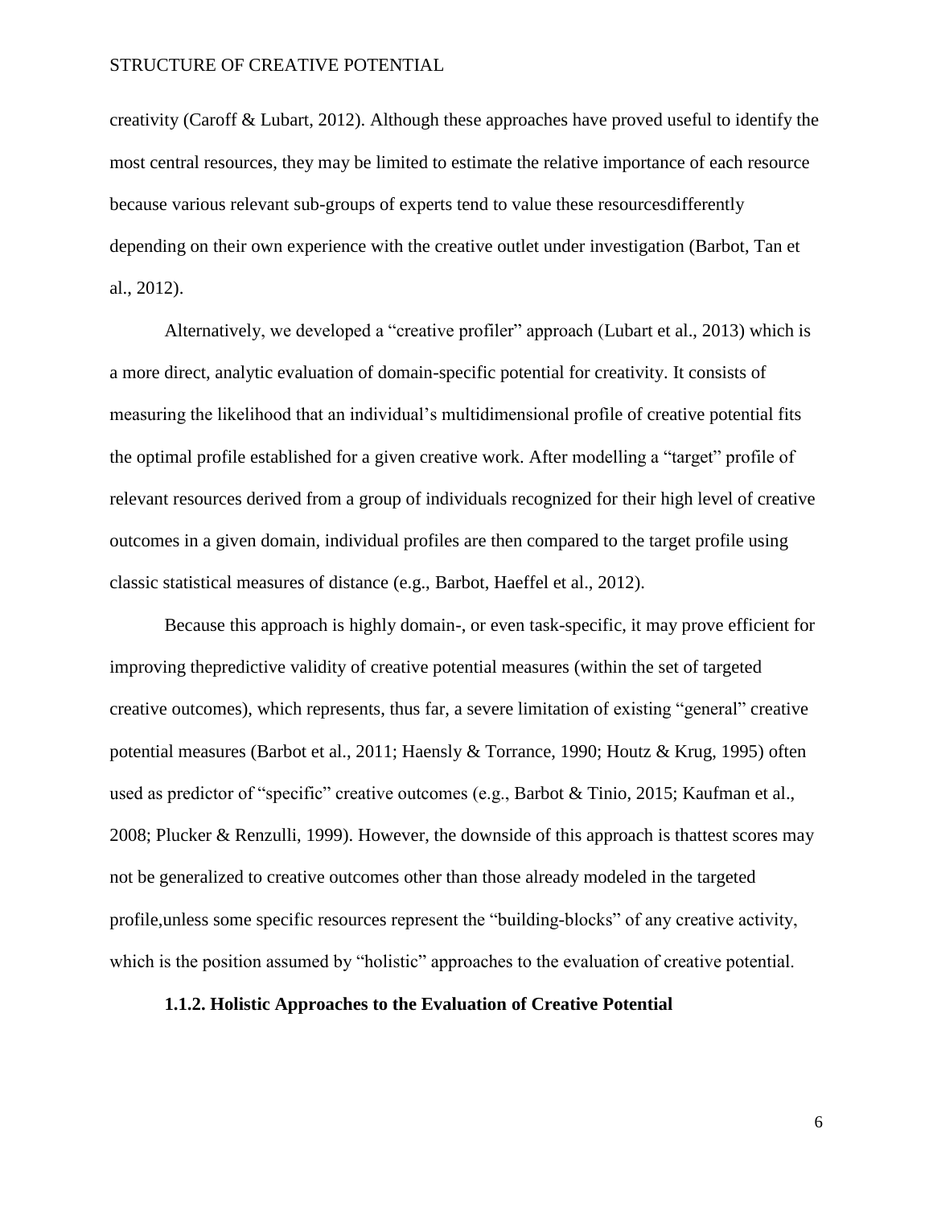creativity (Caroff & Lubart, 2012). Although these approaches have proved useful to identify the most central resources, they may be limited to estimate the relative importance of each resource because various relevant sub-groups of experts tend to value these resourcesdifferently depending on their own experience with the creative outlet under investigation (Barbot, Tan et al., 2012).

Alternatively, we developed a "creative profiler" approach (Lubart et al., 2013) which is a more direct, analytic evaluation of domain-specific potential for creativity. It consists of measuring the likelihood that an individual's multidimensional profile of creative potential fits the optimal profile established for a given creative work. After modelling a "target" profile of relevant resources derived from a group of individuals recognized for their high level of creative outcomes in a given domain, individual profiles are then compared to the target profile using classic statistical measures of distance (e.g., Barbot, Haeffel et al., 2012).

Because this approach is highly domain-, or even task-specific, it may prove efficient for improving thepredictive validity of creative potential measures (within the set of targeted creative outcomes), which represents, thus far, a severe limitation of existing "general" creative potential measures (Barbot et al., 2011; Haensly & Torrance, 1990; Houtz & Krug, 1995) often used as predictor of "specific" creative outcomes (e.g., Barbot & Tinio, 2015; Kaufman et al., 2008; Plucker & Renzulli, 1999). However, the downside of this approach is thattest scores may not be generalized to creative outcomes other than those already modeled in the targeted profile,unless some specific resources represent the "building-blocks" of any creative activity, which is the position assumed by "holistic" approaches to the evaluation of creative potential.

### 1.1.2. Holistic Approaches to the Evaluation of Creative Potential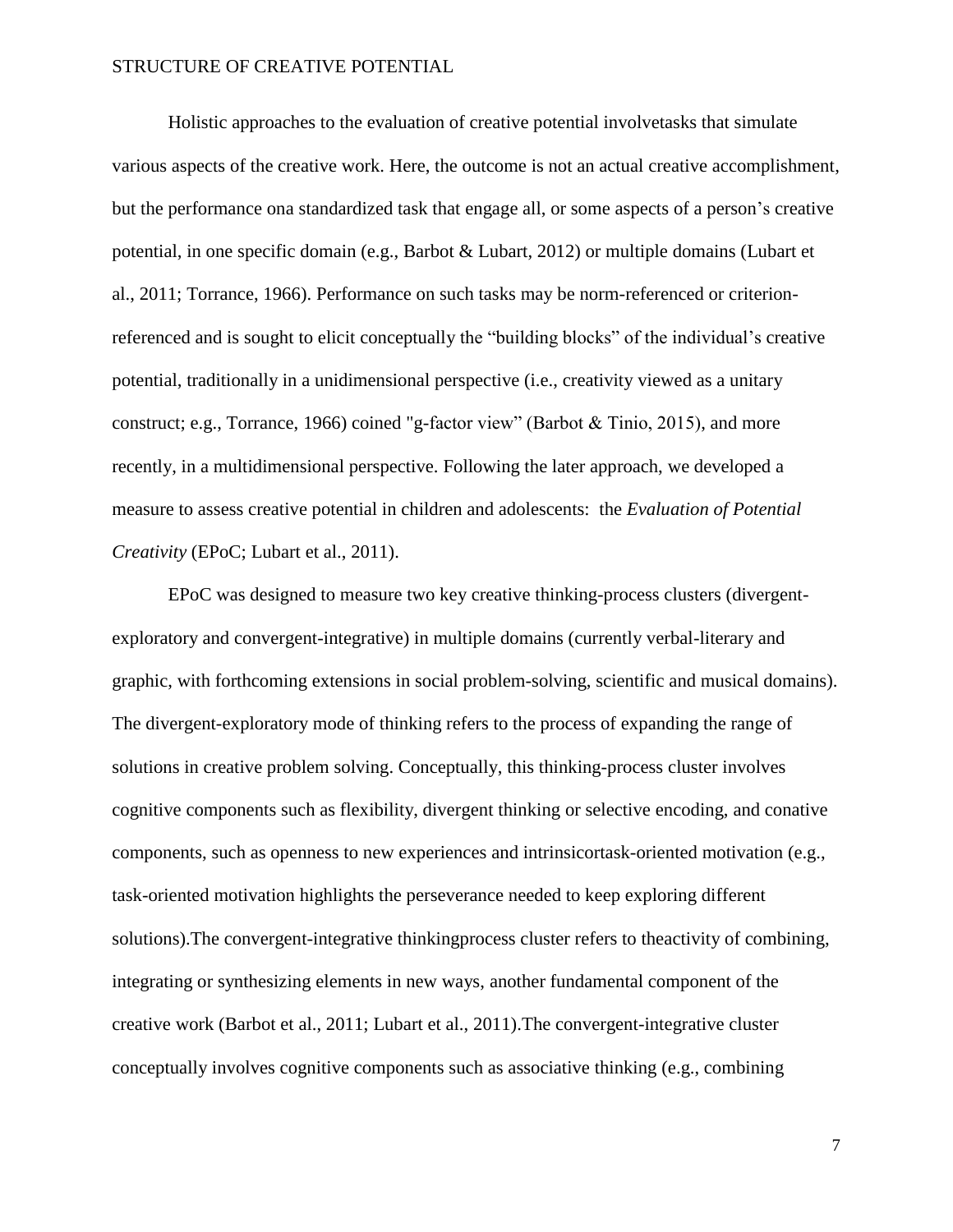Holistic approaches to the evaluation of creative potential involvetasks that simulate various aspects of the creative work. Here, the outcome is not an actual creative accomplishment, but the performance ona standardized task that engage all, or some aspects of a person's creative potential, in one specific domain (e.g., Barbot & Lubart, 2012) or multiple domains (Lubart et al., 2011; Torrance, 1966). Performance on such tasks may be norm-referenced or criterion-referenced and is sought to elicit conceptually the "building blocks" of the individual's creative potential, traditionally in a unidimensional perspective (i.e., creativity viewed as a unitary construct; e.g., Torrance, 1966) coined "g-factor view" (Barbot & Tinio, 2015), and more recently, in a multidimensional perspective. Following the later approach, we developed a measure to assess creative potential in children and adolescents: the *Evaluation of Potential Creativity* (EPoC; Lubart et al., 2011).

EPoC was designed to measure two key creative thinking-process clusters (divergent-exploratory and convergent-integrative) in multiple domains (currently verbal-literary and graphic, with forthcoming extensions in social problem-solving, scientific and musical domains). The divergent-exploratory mode of thinking refers to the process of expanding the range of solutions in creative problem solving. Conceptually, this thinking-process cluster involves cognitive components such as flexibility, divergent thinking or selective encoding, and conative components, such as openness to new experiences and intrinsicortask-oriented motivation (e.g., task-oriented motivation highlights the perseverance needed to keep exploring different solutions).The convergent-integrative thinkingprocess cluster refers to theactivity of combining, integrating or synthesizing elements in new ways, another fundamental component of the creative work (Barbot et al., 2011; Lubart et al., 2011).The convergent-integrative cluster conceptually involves cognitive components such as associative thinking (e.g., combining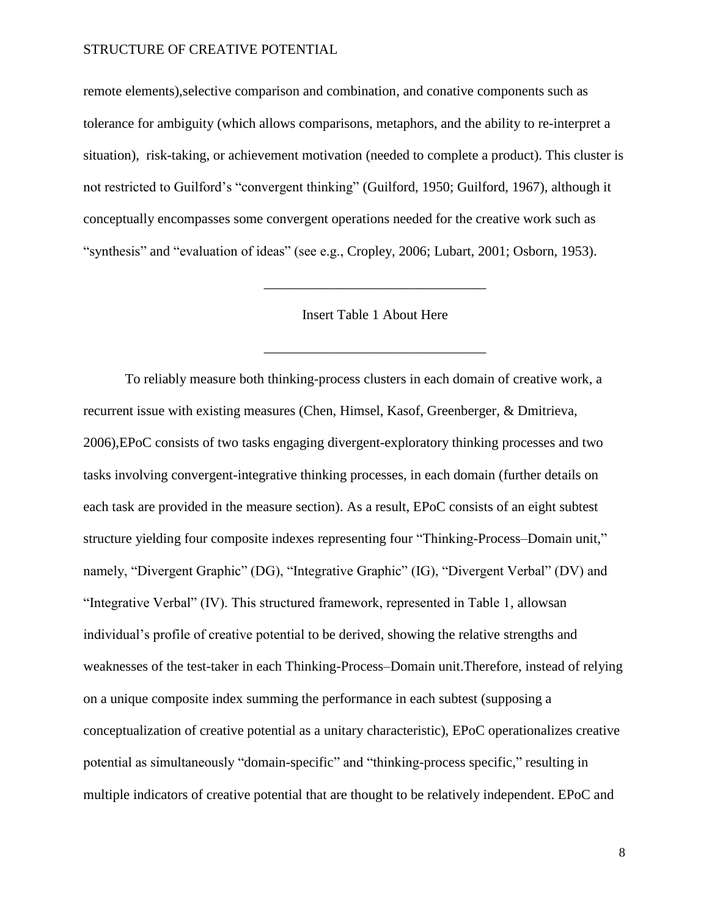remote elements),selective comparison and combination, and conative components such as tolerance for ambiguity (which allows comparisons, metaphors, and the ability to re-interpret a situation), risk-taking, or achievement motivation (needed to complete a product). This cluster is not restricted to Guilford's "convergent thinking" (Guilford, 1950; Guilford, 1967), although it conceptually encompasses some convergent operations needed for the creative work such as "synthesis" and "evaluation of ideas" (see e.g., Cropley, 2006; Lubart, 2001; Osborn, 1953).

---

Insert Table 1 About Here

---

To reliably measure both thinking-process clusters in each domain of creative work, a recurrent issue with existing measures (Chen, Himsel, Kasof, Greenberger, & Dmitrieva, 2006),EPoC consists of two tasks engaging divergent-exploratory thinking processes and two tasks involving convergent-integrative thinking processes, in each domain (further details on each task are provided in the measure section). As a result, EPoC consists of an eight subtest structure yielding four composite indexes representing four "Thinking-Process–Domain unit," namely, "Divergent Graphic" (DG), "Integrative Graphic" (IG), "Divergent Verbal" (DV) and "Integrative Verbal" (IV). This structured framework, represented in Table 1, allowsan individual's profile of creative potential to be derived, showing the relative strengths and weaknesses of the test-taker in each Thinking-Process–Domain unit.Therefore, instead of relying on a unique composite index summing the performance in each subtest (supposing a conceptualization of creative potential as a unitary characteristic), EPoC operationalizes creative potential as simultaneously "domain-specific" and "thinking-process specific," resulting in multiple indicators of creative potential that are thought to be relatively independent. EPoC and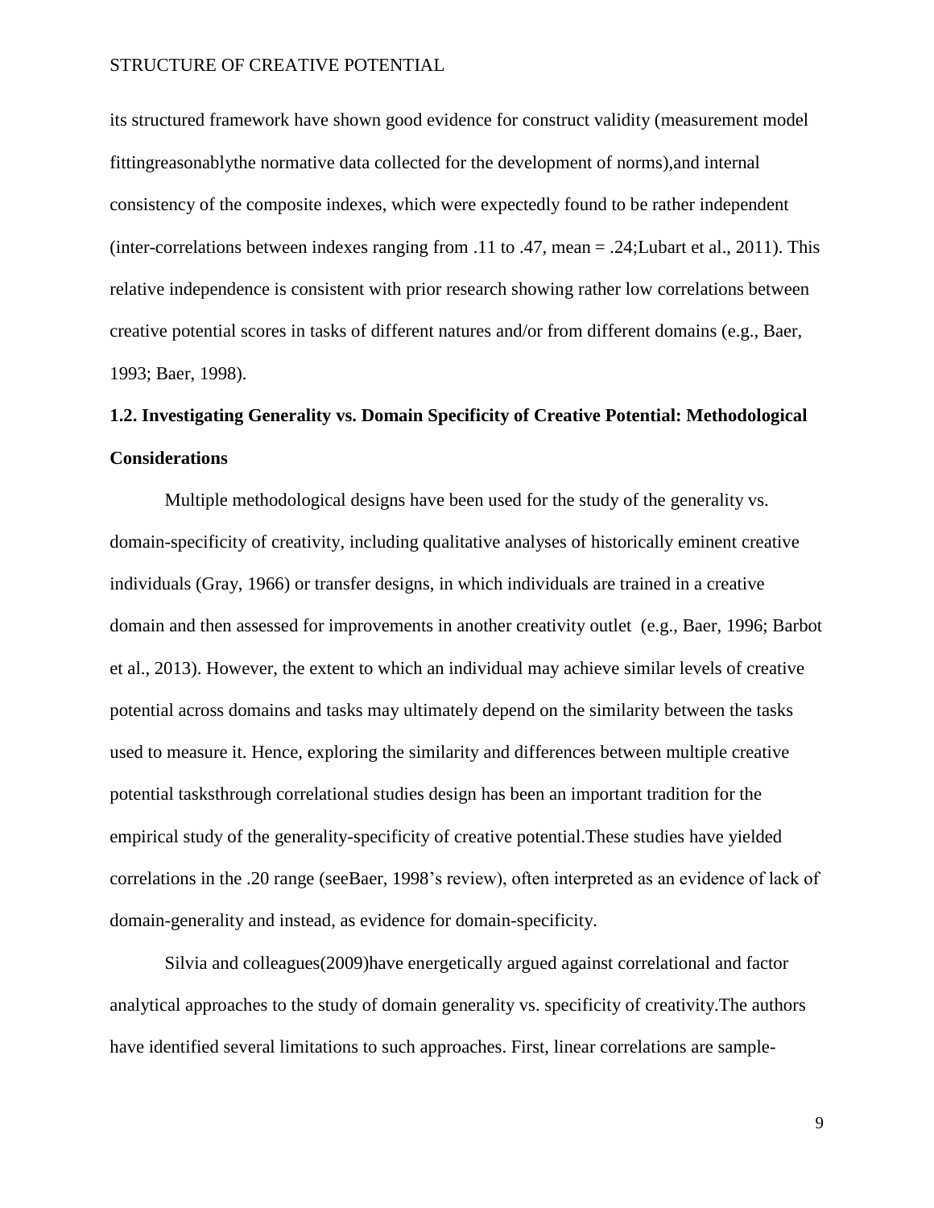its structured framework have shown good evidence for construct validity (measurement model fittingreasonablythe normative data collected for the development of norms),and internal consistency of the composite indexes, which were expectedly found to be rather independent (inter-correlations between indexes ranging from .11 to .47, mean = .24;Lubart et al., 2011). This relative independence is consistent with prior research showing rather low correlations between creative potential scores in tasks of different natures and/or from different domains (e.g., Baer, 1993; Baer, 1998).

## 1.2. Investigating Generality vs. Domain Specificity of Creative Potential: Methodological Considerations

Multiple methodological designs have been used for the study of the generality vs. domain-specificity of creativity, including qualitative analyses of historically eminent creative individuals (Gray, 1966) or transfer designs, in which individuals are trained in a creative domain and then assessed for improvements in another creativity outlet (e.g., Baer, 1996; Barbot et al., 2013). However, the extent to which an individual may achieve similar levels of creative potential across domains and tasks may ultimately depend on the similarity between the tasks used to measure it. Hence, exploring the similarity and differences between multiple creative potential tasksthrough correlational studies design has been an important tradition for the empirical study of the generality-specificity of creative potential.These studies have yielded correlations in the .20 range (seeBaer, 1998's review), often interpreted as an evidence of lack of domain-generality and instead, as evidence for domain-specificity.

Silvia and colleagues(2009)have energetically argued against correlational and factor analytical approaches to the study of domain generality vs. specificity of creativity.The authors have identified several limitations to such approaches. First, linear correlations are sample-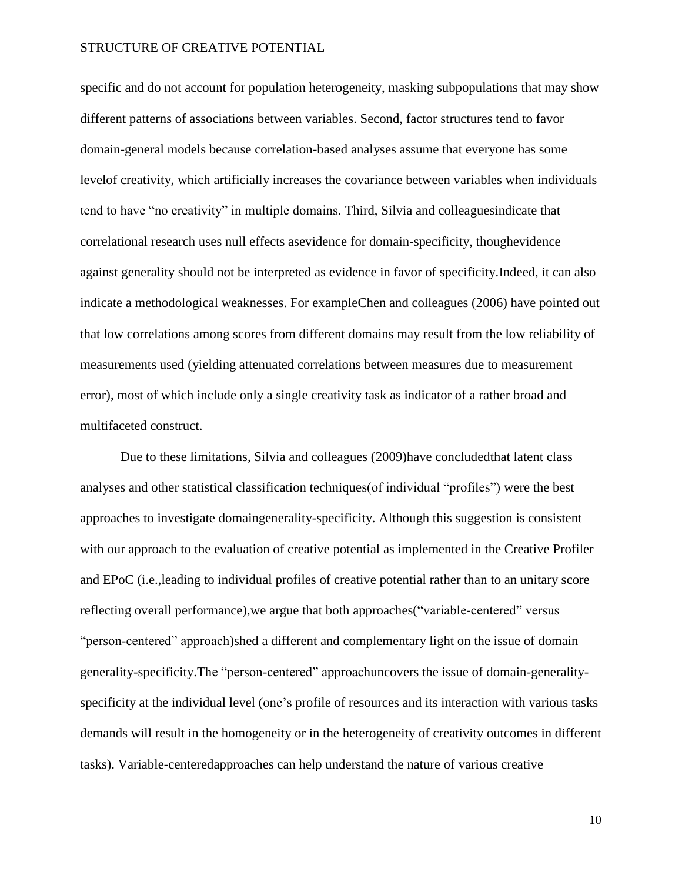specific and do not account for population heterogeneity, masking subpopulations that may show different patterns of associations between variables. Second, factor structures tend to favor domain-general models because correlation-based analyses assume that everyone has some levelof creativity, which artificially increases the covariance between variables when individuals tend to have "no creativity" in multiple domains. Third, Silvia and colleaguesindicate that correlational research uses null effects asevidence for domain-specificity, thoughevidence against generality should not be interpreted as evidence in favor of specificity.Indeed, it can also indicate a methodological weaknesses. For exampleChen and colleagues (2006) have pointed out that low correlations among scores from different domains may result from the low reliability of measurements used (yielding attenuated correlations between measures due to measurement error), most of which include only a single creativity task as indicator of a rather broad and multifaceted construct.

Due to these limitations, Silvia and colleagues (2009)have concludedthat latent class analyses and other statistical classification techniques(of individual "profiles") were the best approaches to investigate domaingenerality-specificity. Although this suggestion is consistent with our approach to the evaluation of creative potential as implemented in the Creative Profiler and EPoC (i.e.,leading to individual profiles of creative potential rather than to an unitary score reflecting overall performance),we argue that both approaches("variable-centered" versus "person-centered" approach)shed a different and complementary light on the issue of domain generality-specificity.The "person-centered" approachuncovers the issue of domain-generality-specificity at the individual level (one's profile of resources and its interaction with various tasks demands will result in the homogeneity or in the heterogeneity of creativity outcomes in different tasks). Variable-centeredapproaches can help understand the nature of various creative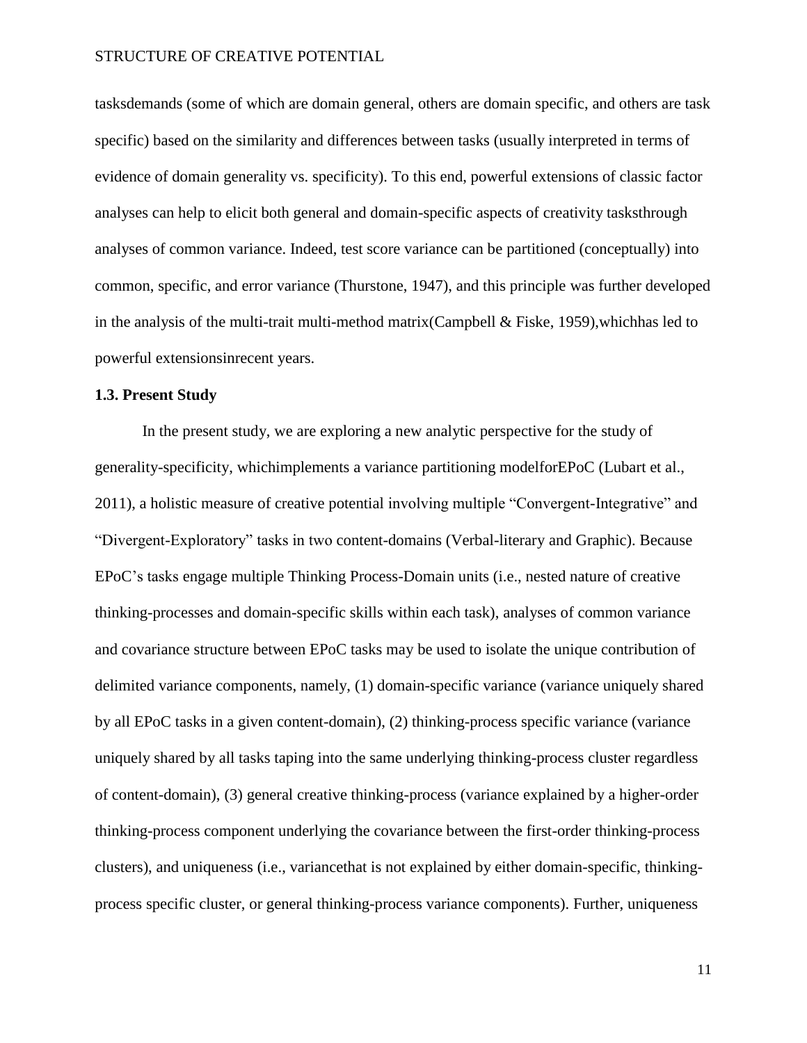tasksdemands (some of which are domain general, others are domain specific, and others are task specific) based on the similarity and differences between tasks (usually interpreted in terms of evidence of domain generality vs. specificity). To this end, powerful extensions of classic factor analyses can help to elicit both general and domain-specific aspects of creativity tasksthrough analyses of common variance. Indeed, test score variance can be partitioned (conceptually) into common, specific, and error variance (Thurstone, 1947), and this principle was further developed in the analysis of the multi-trait multi-method matrix(Campbell & Fiske, 1959),whichhas led to powerful extensionsinrecent years.

### 1.3. Present Study

In the present study, we are exploring a new analytic perspective for the study of generality-specificity, whichimplements a variance partitioning modelforEPoC (Lubart et al., 2011), a holistic measure of creative potential involving multiple "Convergent-Integrative" and "Divergent-Exploratory" tasks in two content-domains (Verbal-literary and Graphic). Because EPoC's tasks engage multiple Thinking Process-Domain units (i.e., nested nature of creative thinking-processes and domain-specific skills within each task), analyses of common variance and covariance structure between EPoC tasks may be used to isolate the unique contribution of delimited variance components, namely, (1) domain-specific variance (variance uniquely shared by all EPoC tasks in a given content-domain), (2) thinking-process specific variance (variance uniquely shared by all tasks taping into the same underlying thinking-process cluster regardless of content-domain), (3) general creative thinking-process (variance explained by a higher-order thinking-process component underlying the covariance between the first-order thinking-process clusters), and uniqueness (i.e., variancethat is not explained by either domain-specific, thinking-process specific cluster, or general thinking-process variance components). Further, uniqueness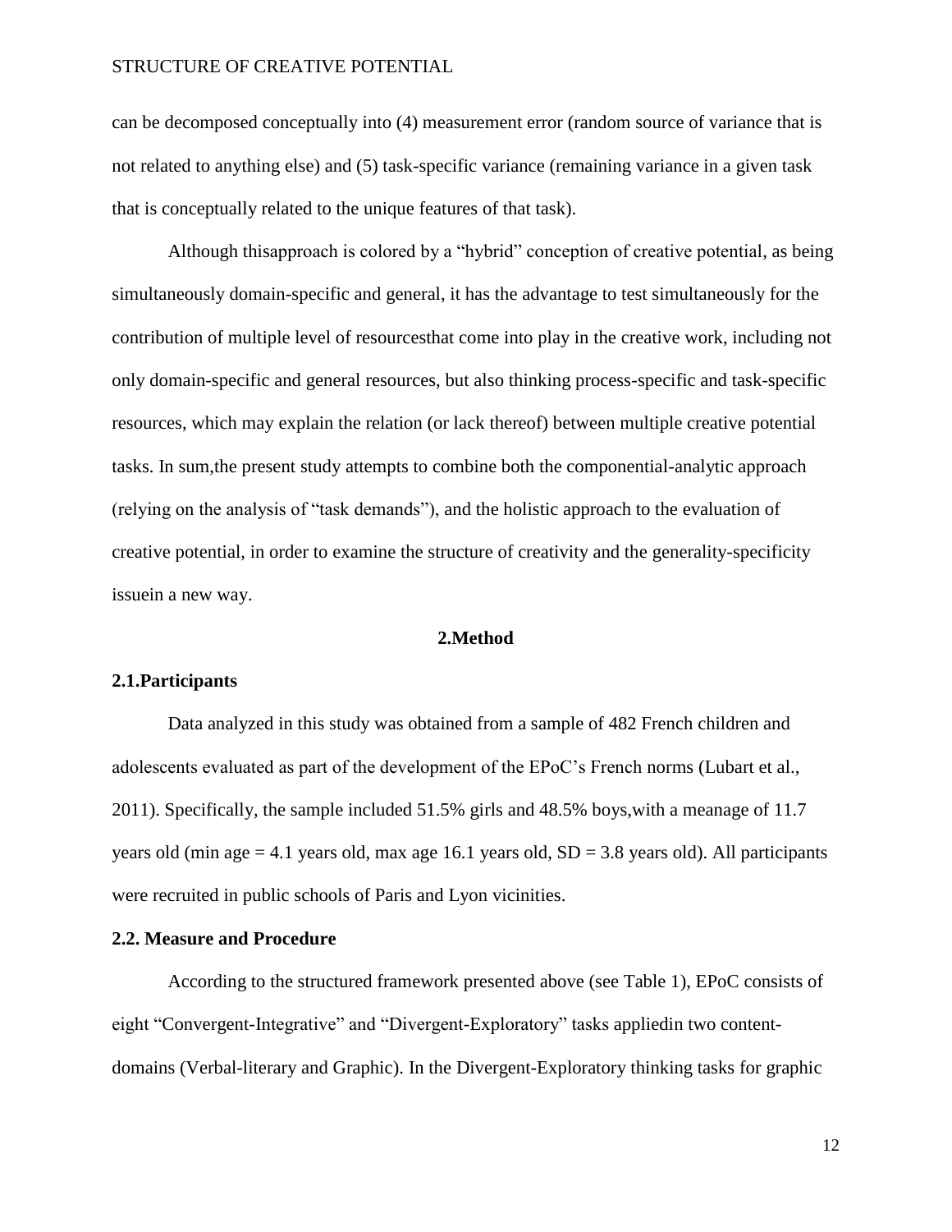can be decomposed conceptually into (4) measurement error (random source of variance that is not related to anything else) and (5) task-specific variance (remaining variance in a given task that is conceptually related to the unique features of that task).

Although thisapproach is colored by a "hybrid" conception of creative potential, as being simultaneously domain-specific and general, it has the advantage to test simultaneously for the contribution of multiple level of resourcesthat come into play in the creative work, including not only domain-specific and general resources, but also thinking process-specific and task-specific resources, which may explain the relation (or lack thereof) between multiple creative potential tasks. In sum,the present study attempts to combine both the componential-analytic approach (relying on the analysis of "task demands"), and the holistic approach to the evaluation of creative potential, in order to examine the structure of creativity and the generality-specificity issuein a new way.

# 2.Method

## 2.1.Participants

Data analyzed in this study was obtained from a sample of 482 French children and adolescents evaluated as part of the development of the EPoC's French norms (Lubart et al., 2011). Specifically, the sample included 51.5% girls and 48.5% boys,with a meanage of 11.7 years old (min age = 4.1 years old, max age 16.1 years old, SD = 3.8 years old). All participants were recruited in public schools of Paris and Lyon vicinities.

## 2.2. Measure and Procedure

According to the structured framework presented above (see Table 1), EPoC consists of eight "Convergent-Integrative" and "Divergent-Exploratory" tasks appliedin two content-domains (Verbal-literary and Graphic). In the Divergent-Exploratory thinking tasks for graphic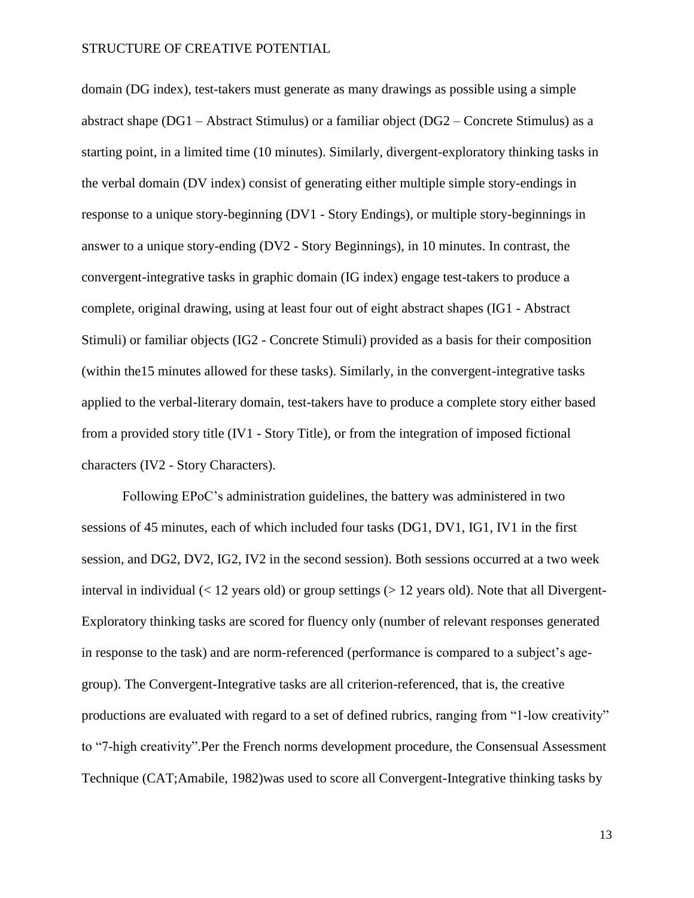domain (DG index), test-takers must generate as many drawings as possible using a simple abstract shape (DG1 – Abstract Stimulus) or a familiar object (DG2 – Concrete Stimulus) as a starting point, in a limited time (10 minutes). Similarly, divergent-exploratory thinking tasks in the verbal domain (DV index) consist of generating either multiple simple story-endings in response to a unique story-beginning (DV1 - Story Endings), or multiple story-beginnings in answer to a unique story-ending (DV2 - Story Beginnings), in 10 minutes. In contrast, the convergent-integrative tasks in graphic domain (IG index) engage test-takers to produce a complete, original drawing, using at least four out of eight abstract shapes (IG1 - Abstract Stimuli) or familiar objects (IG2 - Concrete Stimuli) provided as a basis for their composition (within the15 minutes allowed for these tasks). Similarly, in the convergent-integrative tasks applied to the verbal-literary domain, test-takers have to produce a complete story either based from a provided story title (IV1 - Story Title), or from the integration of imposed fictional characters (IV2 - Story Characters).

Following EPoC's administration guidelines, the battery was administered in two sessions of 45 minutes, each of which included four tasks (DG1, DV1, IG1, IV1 in the first session, and DG2, DV2, IG2, IV2 in the second session). Both sessions occurred at a two week interval in individual (< 12 years old) or group settings (> 12 years old). Note that all Divergent-Exploratory thinking tasks are scored for fluency only (number of relevant responses generated in response to the task) and are norm-referenced (performance is compared to a subject's age-group). The Convergent-Integrative tasks are all criterion-referenced, that is, the creative productions are evaluated with regard to a set of defined rubrics, ranging from "1-low creativity" to "7-high creativity".Per the French norms development procedure, the Consensual Assessment Technique (CAT;Amabile, 1982)was used to score all Convergent-Integrative thinking tasks by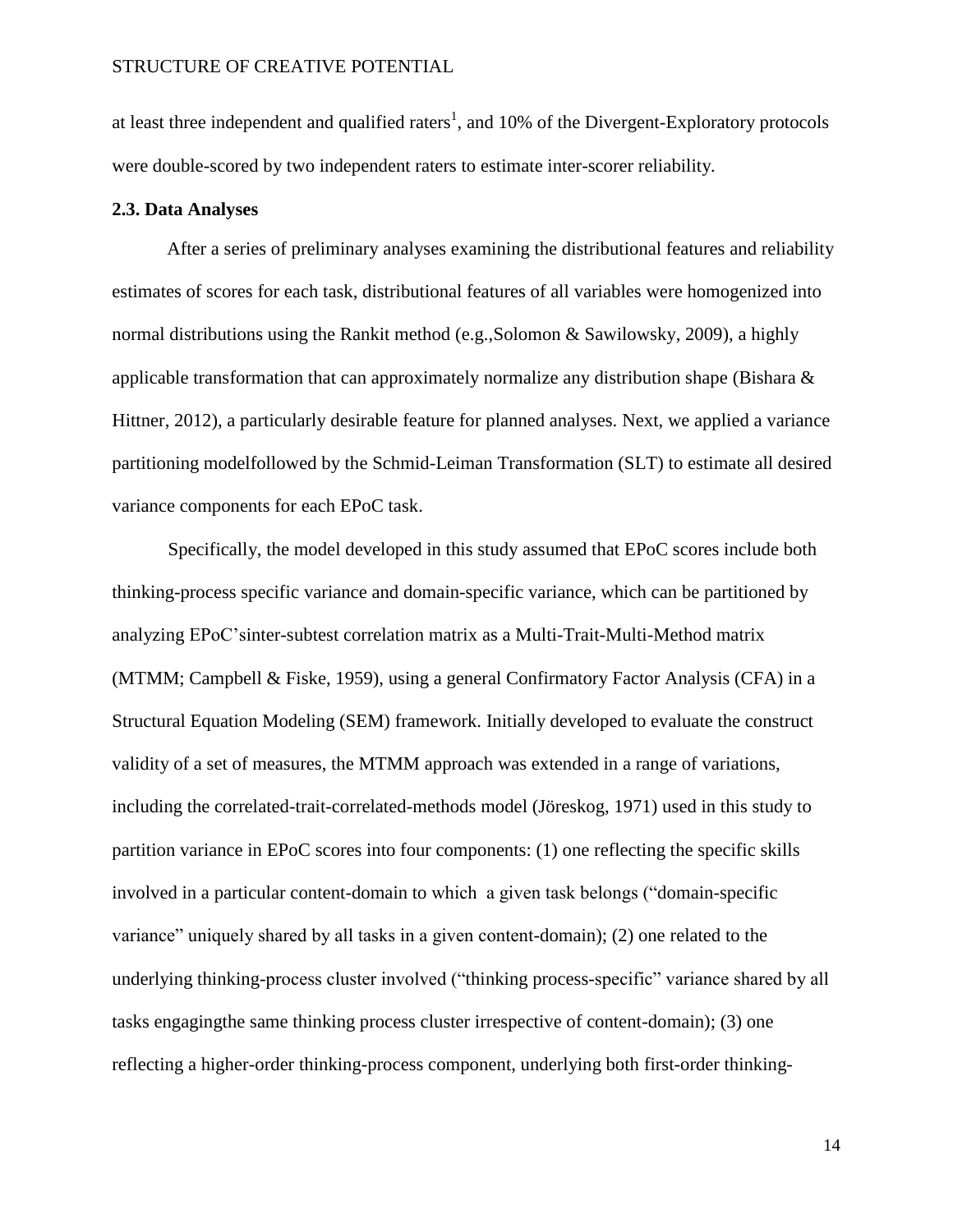at least three independent and qualified raters[1], and 10% of the Divergent-Exploratory protocols were double-scored by two independent raters to estimate inter-scorer reliability.

### 2.3. Data Analyses

After a series of preliminary analyses examining the distributional features and reliability estimates of scores for each task, distributional features of all variables were homogenized into normal distributions using the Rankit method (e.g.,Solomon & Sawilowsky, 2009), a highly applicable transformation that can approximately normalize any distribution shape (Bishara & Hittner, 2012), a particularly desirable feature for planned analyses. Next, we applied a variance partitioning modelfollowed by the Schmid-Leiman Transformation (SLT) to estimate all desired variance components for each EPoC task.

Specifically, the model developed in this study assumed that EPoC scores include both thinking-process specific variance and domain-specific variance, which can be partitioned by analyzing EPoC'sinter-subtest correlation matrix as a Multi-Trait-Multi-Method matrix (MTMM; Campbell & Fiske, 1959), using a general Confirmatory Factor Analysis (CFA) in a Structural Equation Modeling (SEM) framework. Initially developed to evaluate the construct validity of a set of measures, the MTMM approach was extended in a range of variations, including the correlated-trait-correlated-methods model (Jöreskog, 1971) used in this study to partition variance in EPoC scores into four components: (1) one reflecting the specific skills involved in a particular content-domain to which a given task belongs ("domain-specific variance" uniquely shared by all tasks in a given content-domain); (2) one related to the underlying thinking-process cluster involved ("thinking process-specific" variance shared by all tasks engagingthe same thinking process cluster irrespective of content-domain); (3) one reflecting a higher-order thinking-process component, underlying both first-order thinking-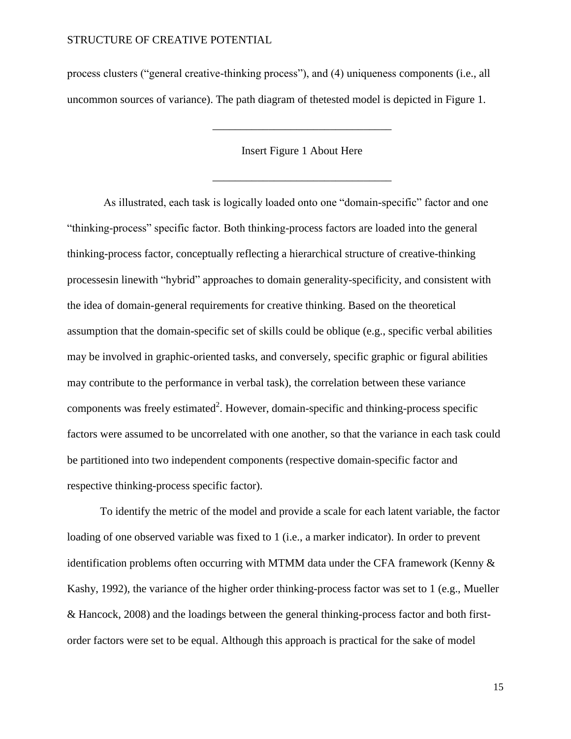process clusters ("general creative-thinking process"), and (4) uniqueness components (i.e., all uncommon sources of variance). The path diagram of thetested model is depicted in Figure 1.

---

Insert Figure 1 About Here

---

As illustrated, each task is logically loaded onto one "domain-specific" factor and one "thinking-process" specific factor. Both thinking-process factors are loaded into the general thinking-process factor, conceptually reflecting a hierarchical structure of creative-thinking processesin linewith "hybrid" approaches to domain generality-specificity, and consistent with the idea of domain-general requirements for creative thinking. Based on the theoretical assumption that the domain-specific set of skills could be oblique (e.g., specific verbal abilities may be involved in graphic-oriented tasks, and conversely, specific graphic or figural abilities may contribute to the performance in verbal task), the correlation between these variance components was freely estimated[2]. However, domain-specific and thinking-process specific factors were assumed to be uncorrelated with one another, so that the variance in each task could be partitioned into two independent components (respective domain-specific factor and respective thinking-process specific factor).

To identify the metric of the model and provide a scale for each latent variable, the factor loading of one observed variable was fixed to 1 (i.e., a marker indicator). In order to prevent identification problems often occurring with MTMM data under the CFA framework (Kenny & Kashy, 1992), the variance of the higher order thinking-process factor was set to 1 (e.g., Mueller & Hancock, 2008) and the loadings between the general thinking-process factor and both first-order factors were set to be equal. Although this approach is practical for the sake of model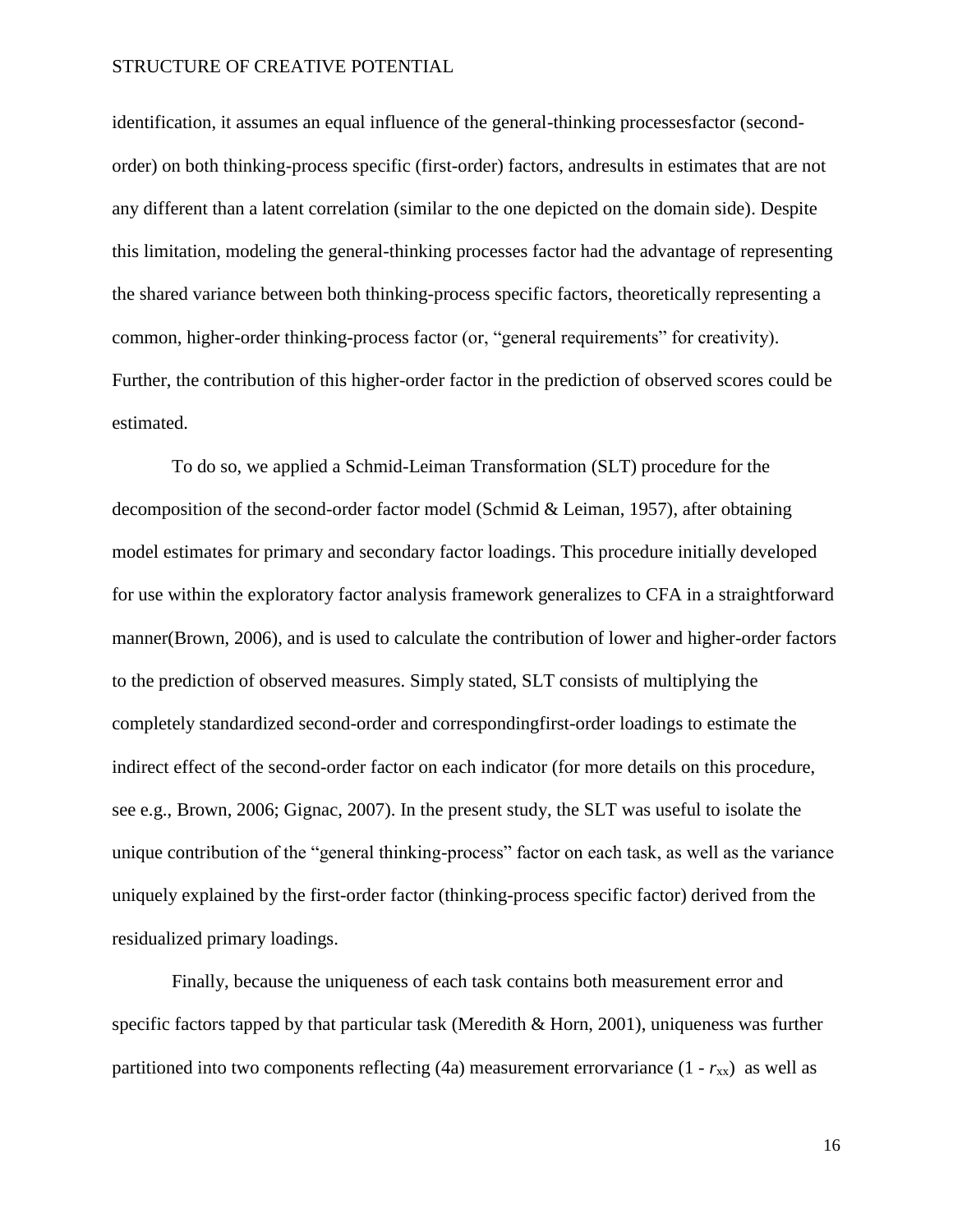identification, it assumes an equal influence of the general-thinking processesfactor (second-order) on both thinking-process specific (first-order) factors, andresults in estimates that are not any different than a latent correlation (similar to the one depicted on the domain side). Despite this limitation, modeling the general-thinking processes factor had the advantage of representing the shared variance between both thinking-process specific factors, theoretically representing a common, higher-order thinking-process factor (or, "general requirements" for creativity). Further, the contribution of this higher-order factor in the prediction of observed scores could be estimated.

To do so, we applied a Schmid-Leiman Transformation (SLT) procedure for the decomposition of the second-order factor model (Schmid & Leiman, 1957), after obtaining model estimates for primary and secondary factor loadings. This procedure initially developed for use within the exploratory factor analysis framework generalizes to CFA in a straightforward manner(Brown, 2006), and is used to calculate the contribution of lower and higher-order factors to the prediction of observed measures. Simply stated, SLT consists of multiplying the completely standardized second-order and correspondingfirst-order loadings to estimate the indirect effect of the second-order factor on each indicator (for more details on this procedure, see e.g., Brown, 2006; Gignac, 2007). In the present study, the SLT was useful to isolate the unique contribution of the "general thinking-process" factor on each task, as well as the variance uniquely explained by the first-order factor (thinking-process specific factor) derived from the residualized primary loadings.

Finally, because the uniqueness of each task contains both measurement error and specific factors tapped by that particular task (Meredith & Horn, 2001), uniqueness was further partitioned into two components reflecting (4a) measurement errorvariance ($1 - r_{xx}$) as well as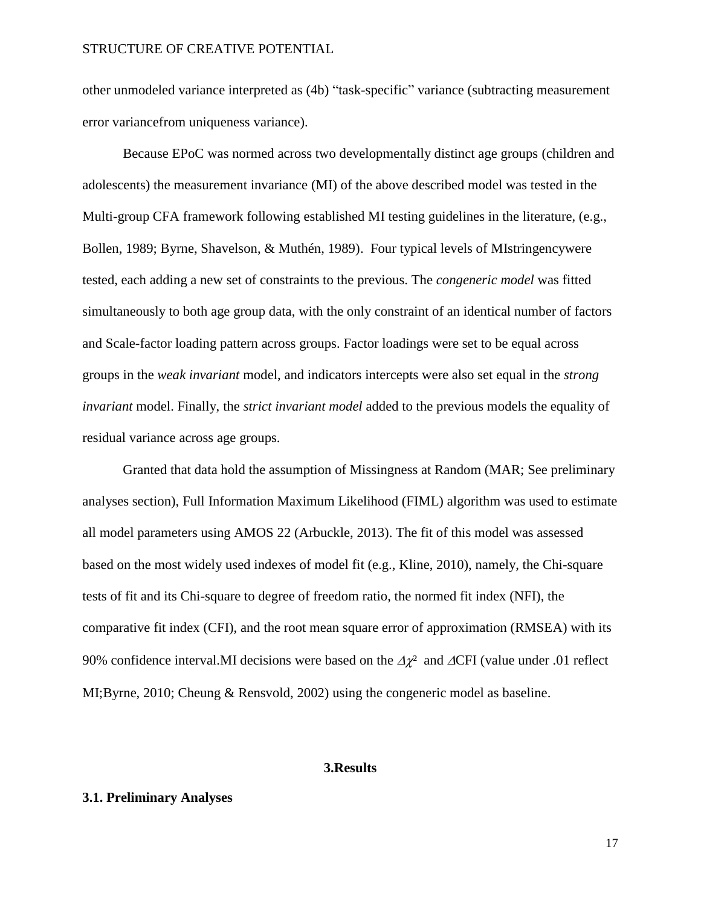other unmodeled variance interpreted as (4b) “task-specific” variance (subtracting measurement error variancefrom uniqueness variance).

Because EPoC was normed across two developmentally distinct age groups (children and adolescents) the measurement invariance (MI) of the above described model was tested in the Multi-group CFA framework following established MI testing guidelines in the literature, (e.g., Bollen, 1989; Byrne, Shavelson, & Muthén, 1989). Four typical levels of MIstringencywere tested, each adding a new set of constraints to the previous. The *congeneric model* was fitted simultaneously to both age group data, with the only constraint of an identical number of factors and Scale-factor loading pattern across groups. Factor loadings were set to be equal across groups in the *weak invariant* model, and indicators intercepts were also set equal in the *strong invariant* model. Finally, the *strict invariant model* added to the previous models the equality of residual variance across age groups.

Granted that data hold the assumption of Missingness at Random (MAR; See preliminary analyses section), Full Information Maximum Likelihood (FIML) algorithm was used to estimate all model parameters using AMOS 22 (Arbuckle, 2013). The fit of this model was assessed based on the most widely used indexes of model fit (e.g., Kline, 2010), namely, the Chi-square tests of fit and its Chi-square to degree of freedom ratio, the normed fit index (NFI), the comparative fit index (CFI), and the root mean square error of approximation (RMSEA) with its 90% confidence interval.MI decisions were based on the $\Delta\chi^2$ and $\Delta$CFI (value under .01 reflect MI;Byrne, 2010; Cheung & Rensvold, 2002) using the congeneric model as baseline.

## 3.Results

### 3.1. Preliminary Analyses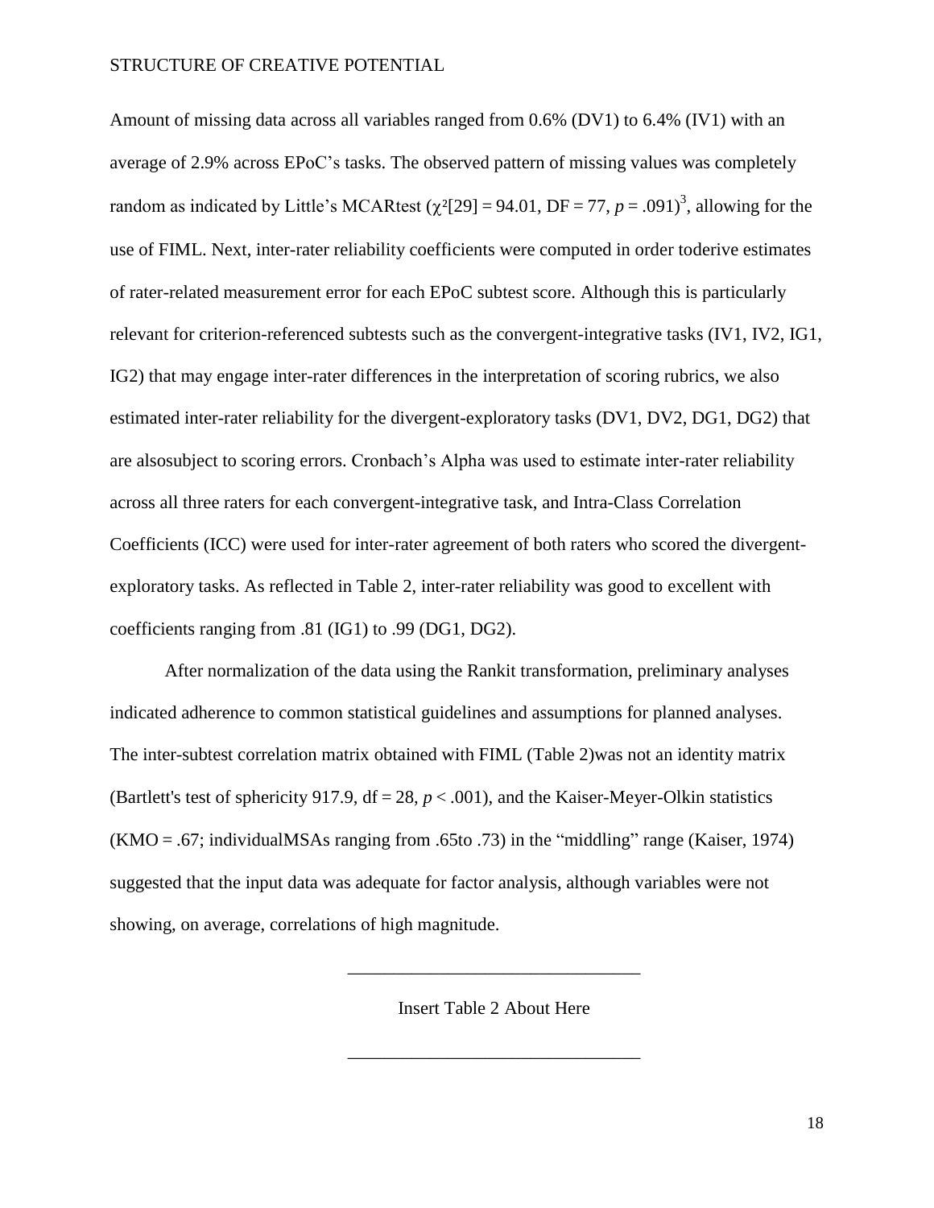Amount of missing data across all variables ranged from 0.6% (DV1) to 6.4% (IV1) with an average of 2.9% across EPoC's tasks. The observed pattern of missing values was completely random as indicated by Little's MCARtest ($\chi^2[29] = 94.01$, DF = 77, $p = .091$)[3], allowing for the use of FIML. Next, inter-rater reliability coefficients were computed in order toderive estimates of rater-related measurement error for each EPoC subtest score. Although this is particularly relevant for criterion-referenced subtests such as the convergent-integrative tasks (IV1, IV2, IG1, IG2) that may engage inter-rater differences in the interpretation of scoring rubrics, we also estimated inter-rater reliability for the divergent-exploratory tasks (DV1, DV2, DG1, DG2) that are alsosubject to scoring errors. Cronbach's Alpha was used to estimate inter-rater reliability across all three raters for each convergent-integrative task, and Intra-Class Correlation Coefficients (ICC) were used for inter-rater agreement of both raters who scored the divergent-exploratory tasks. As reflected in Table 2, inter-rater reliability was good to excellent with coefficients ranging from .81 (IG1) to .99 (DG1, DG2).

After normalization of the data using the Rankit transformation, preliminary analyses indicated adherence to common statistical guidelines and assumptions for planned analyses. The inter-subtest correlation matrix obtained with FIML (Table 2)was not an identity matrix (Bartlett's test of sphericity 917.9, df = 28, $p < .001$), and the Kaiser-Meyer-Olkin statistics (KMO = .67; individualMSAs ranging from .65to .73) in the "middling" range (Kaiser, 1974) suggested that the input data was adequate for factor analysis, although variables were not showing, on average, correlations of high magnitude.

Insert Table 2 About Here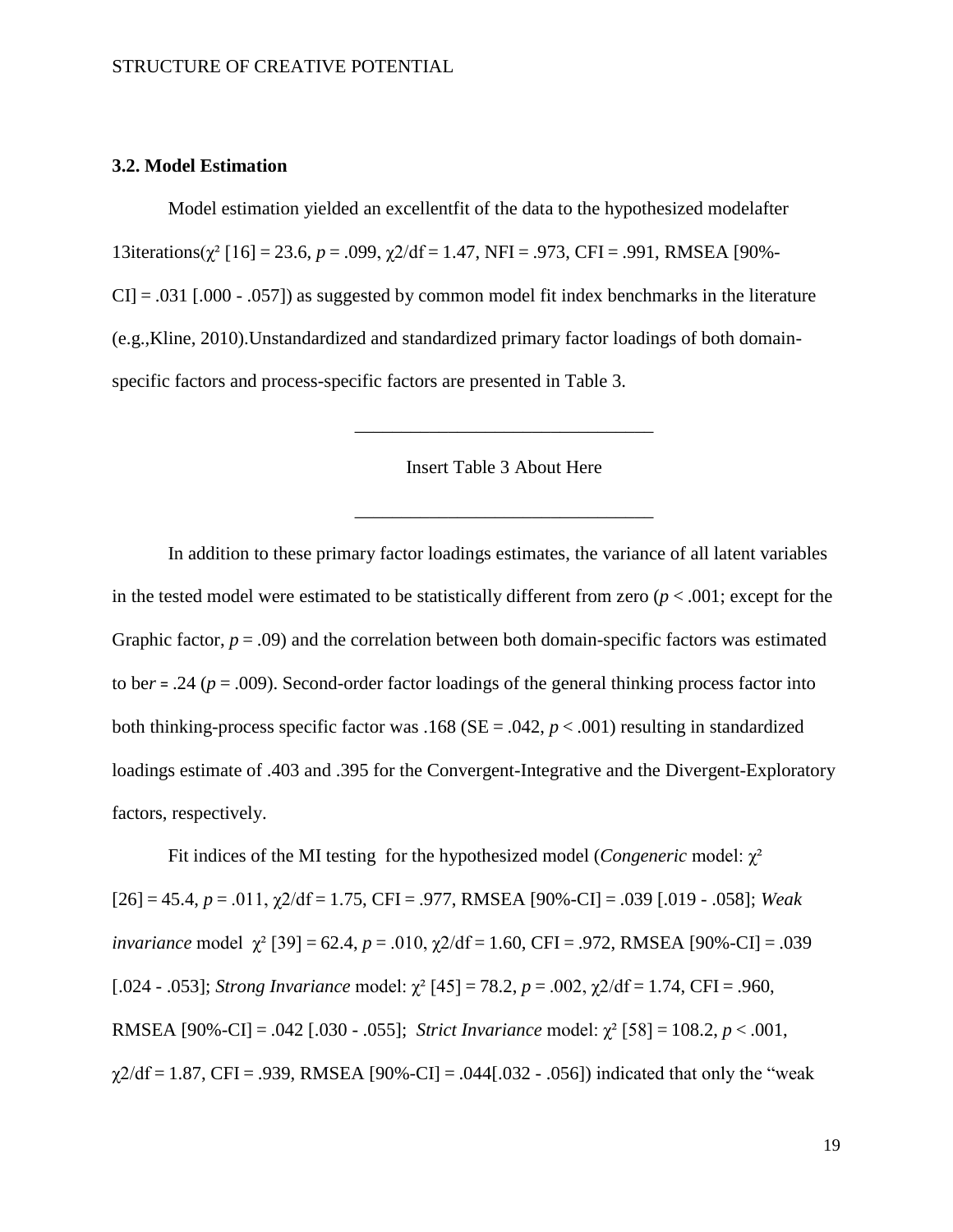### 3.2. Model Estimation

Model estimation yielded an excellentfit of the data to the hypothesized modelafter 13iterations($\chi^2$ [16] = 23.6, $p$ = .099, $\chi2$/df = 1.47, NFI = .973, CFI = .991, RMSEA [90%-CI] = .031 [.000 - .057]) as suggested by common model fit index benchmarks in the literature (e.g.,Kline, 2010).Unstandardized and standardized primary factor loadings of both domain-specific factors and process-specific factors are presented in Table 3.

________________________________

Insert Table 3 About Here

________________________________

In addition to these primary factor loadings estimates, the variance of all latent variables in the tested model were estimated to be statistically different from zero ($p$ < .001; except for the Graphic factor, $p$ = .09) and the correlation between both domain-specific factors was estimated to be$r$ = .24 ($p$ = .009). Second-order factor loadings of the general thinking process factor into both thinking-process specific factor was .168 (SE = .042, $p$ < .001) resulting in standardized loadings estimate of .403 and .395 for the Convergent-Integrative and the Divergent-Exploratory factors, respectively.

Fit indices of the MI testing for the hypothesized model (*Congeneric* model: $\chi^2$ [26] = 45.4, $p$ = .011, $\chi2$/df = 1.75, CFI = .977, RMSEA [90%-CI] = .039 [.019 - .058]; *Weak invariance* model $\chi^2$ [39] = 62.4, $p$ = .010, $\chi2$/df = 1.60, CFI = .972, RMSEA [90%-CI] = .039 [.024 - .053]; *Strong Invariance* model: $\chi^2$ [45] = 78.2, $p$ = .002, $\chi2$/df = 1.74, CFI = .960, RMSEA [90%-CI] = .042 [.030 - .055]; *Strict Invariance* model: $\chi^2$ [58] = 108.2, $p$ < .001, $\chi2$/df = 1.87, CFI = .939, RMSEA [90%-CI] = .044[.032 - .056]) indicated that only the "weak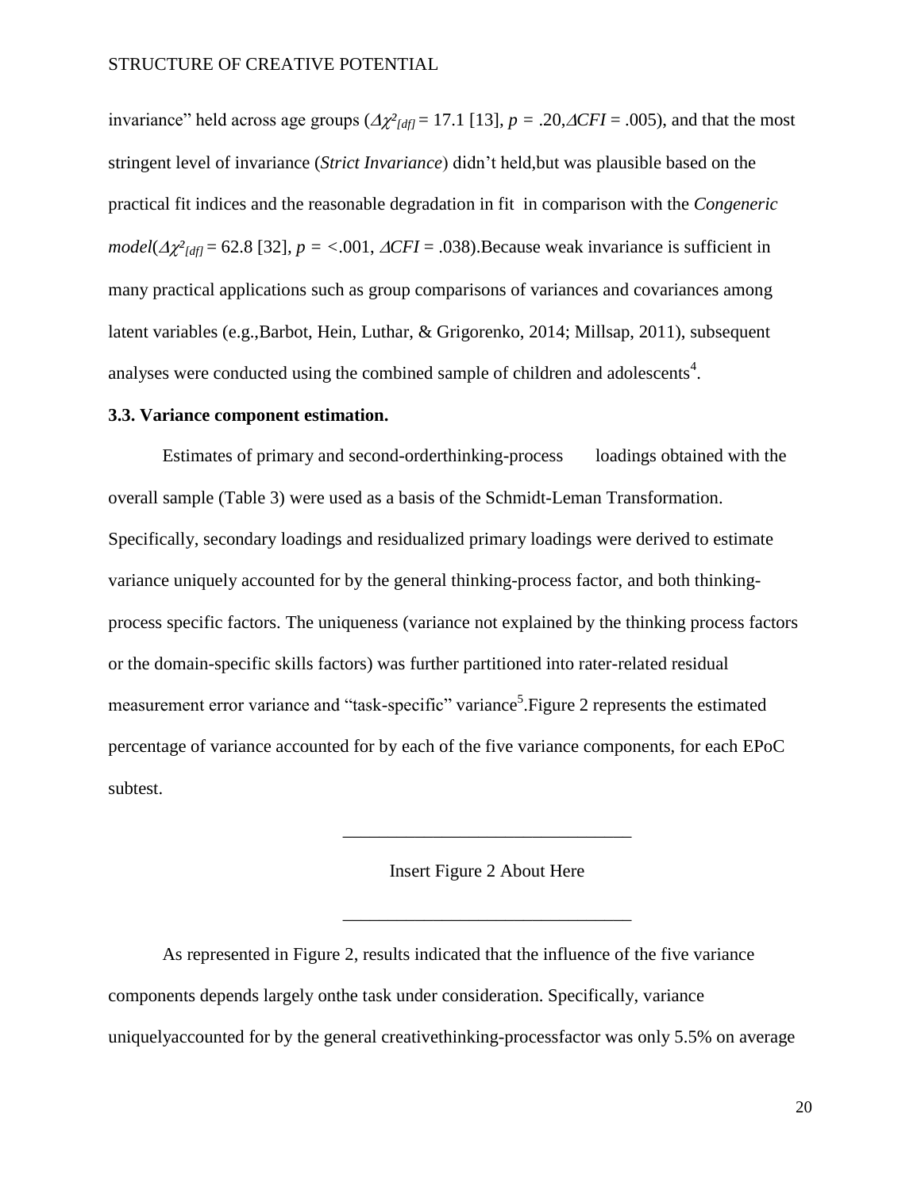invariance" held across age groups ($\Delta\chi^2_{[df]}$ = 17.1 [13], $p$ = .20, $\Delta CFI$ = .005), and that the most stringent level of invariance (*Strict Invariance*) didn't held,but was plausible based on the practical fit indices and the reasonable degradation in fit in comparison with the *Congeneric model*($\Delta\chi^2_{[df]}$ = 62.8 [32], $p$ = <.001, $\Delta CFI$ = .038).Because weak invariance is sufficient in many practical applications such as group comparisons of variances and covariances among latent variables (e.g.,Barbot, Hein, Luthar, & Grigorenko, 2014; Millsap, 2011), subsequent analyses were conducted using the combined sample of children and adolescents[4].

### 3.3. Variance component estimation.

Estimates of primary and second-orderthinking-process loadings obtained with the overall sample (Table 3) were used as a basis of the Schmidt-Leman Transformation. Specifically, secondary loadings and residualized primary loadings were derived to estimate variance uniquely accounted for by the general thinking-process factor, and both thinking-process specific factors. The uniqueness (variance not explained by the thinking process factors or the domain-specific skills factors) was further partitioned into rater-related residual measurement error variance and "task-specific" variance[5].Figure 2 represents the estimated percentage of variance accounted for by each of the five variance components, for each EPoC subtest.

Insert Figure 2 About Here

As represented in Figure 2, results indicated that the influence of the five variance components depends largely onthe task under consideration. Specifically, variance uniquelyaccounted for by the general creativethinking-processfactor was only 5.5% on average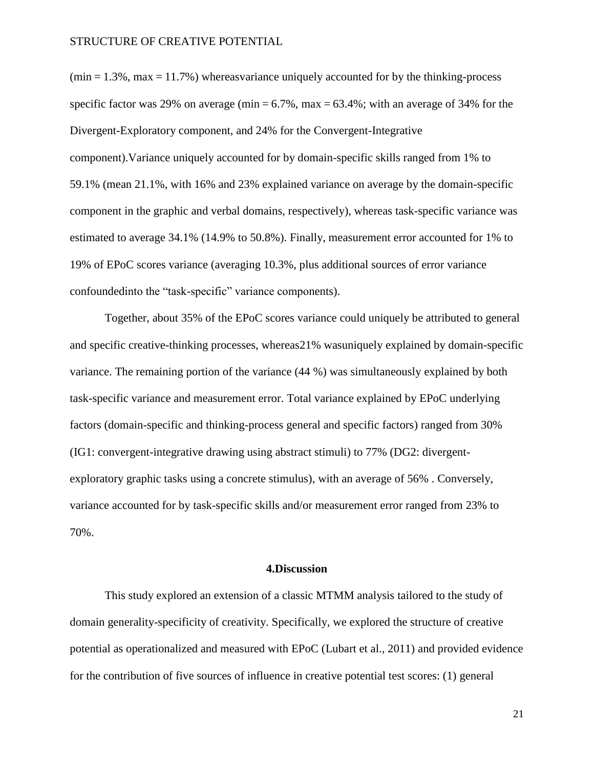(min = 1.3%, max = 11.7%) whereasvariance uniquely accounted for by the thinking-process specific factor was 29% on average (min = 6.7%, max = 63.4%; with an average of 34% for the Divergent-Exploratory component, and 24% for the Convergent-Integrative component).Variance uniquely accounted for by domain-specific skills ranged from 1% to 59.1% (mean 21.1%, with 16% and 23% explained variance on average by the domain-specific component in the graphic and verbal domains, respectively), whereas task-specific variance was estimated to average 34.1% (14.9% to 50.8%). Finally, measurement error accounted for 1% to 19% of EPoC scores variance (averaging 10.3%, plus additional sources of error variance confoundedinto the "task-specific" variance components).

Together, about 35% of the EPoC scores variance could uniquely be attributed to general and specific creative-thinking processes, whereas21% wasuniquely explained by domain-specific variance. The remaining portion of the variance (44 %) was simultaneously explained by both task-specific variance and measurement error. Total variance explained by EPoC underlying factors (domain-specific and thinking-process general and specific factors) ranged from 30% (IG1: convergent-integrative drawing using abstract stimuli) to 77% (DG2: divergent-exploratory graphic tasks using a concrete stimulus), with an average of 56% . Conversely, variance accounted for by task-specific skills and/or measurement error ranged from 23% to 70%.

## 4.Discussion

This study explored an extension of a classic MTMM analysis tailored to the study of domain generality-specificity of creativity. Specifically, we explored the structure of creative potential as operationalized and measured with EPoC (Lubart et al., 2011) and provided evidence for the contribution of five sources of influence in creative potential test scores: (1) general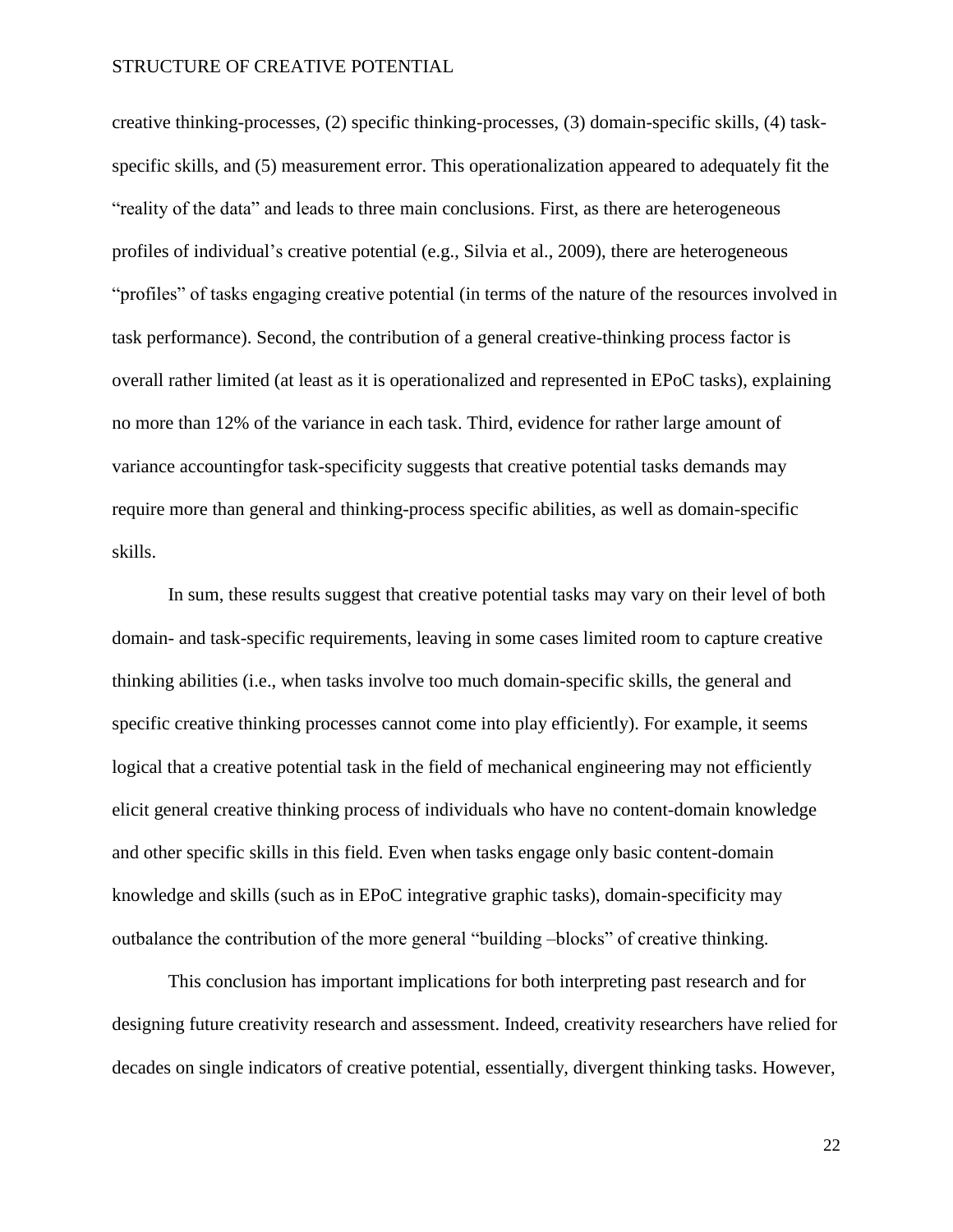creative thinking-processes, (2) specific thinking-processes, (3) domain-specific skills, (4) task-specific skills, and (5) measurement error. This operationalization appeared to adequately fit the "reality of the data" and leads to three main conclusions. First, as there are heterogeneous profiles of individual's creative potential (e.g., Silvia et al., 2009), there are heterogeneous "profiles" of tasks engaging creative potential (in terms of the nature of the resources involved in task performance). Second, the contribution of a general creative-thinking process factor is overall rather limited (at least as it is operationalized and represented in EPoC tasks), explaining no more than 12% of the variance in each task. Third, evidence for rather large amount of variance accountingfor task-specificity suggests that creative potential tasks demands may require more than general and thinking-process specific abilities, as well as domain-specific skills.

In sum, these results suggest that creative potential tasks may vary on their level of both domain- and task-specific requirements, leaving in some cases limited room to capture creative thinking abilities (i.e., when tasks involve too much domain-specific skills, the general and specific creative thinking processes cannot come into play efficiently). For example, it seems logical that a creative potential task in the field of mechanical engineering may not efficiently elicit general creative thinking process of individuals who have no content-domain knowledge and other specific skills in this field. Even when tasks engage only basic content-domain knowledge and skills (such as in EPoC integrative graphic tasks), domain-specificity may outbalance the contribution of the more general "building –blocks" of creative thinking.

This conclusion has important implications for both interpreting past research and for designing future creativity research and assessment. Indeed, creativity researchers have relied for decades on single indicators of creative potential, essentially, divergent thinking tasks. However,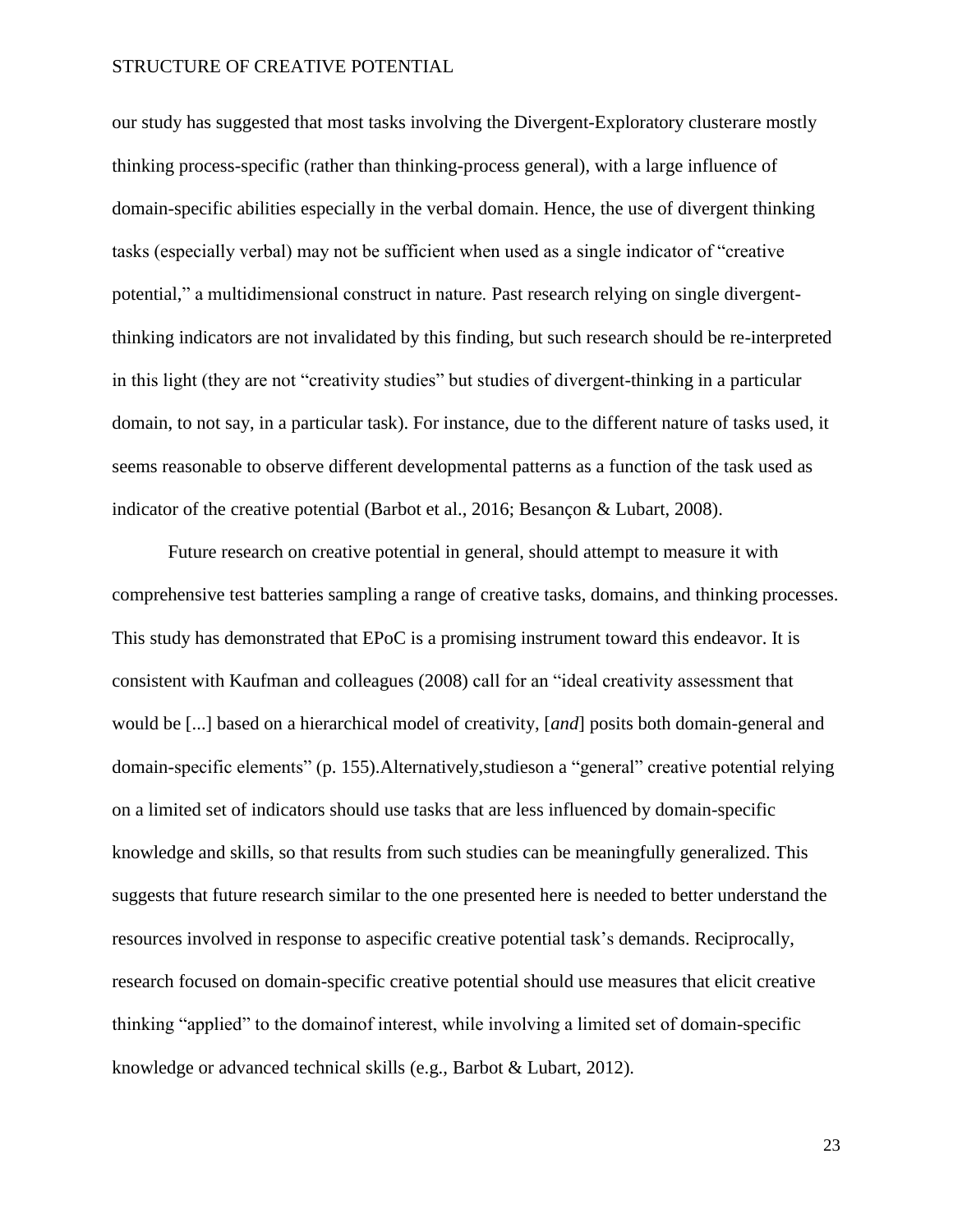our study has suggested that most tasks involving the Divergent-Exploratory clusterare mostly thinking process-specific (rather than thinking-process general), with a large influence of domain-specific abilities especially in the verbal domain. Hence, the use of divergent thinking tasks (especially verbal) may not be sufficient when used as a single indicator of "creative potential," a multidimensional construct in nature. Past research relying on single divergent-thinking indicators are not invalidated by this finding, but such research should be re-interpreted in this light (they are not "creativity studies" but studies of divergent-thinking in a particular domain, to not say, in a particular task). For instance, due to the different nature of tasks used, it seems reasonable to observe different developmental patterns as a function of the task used as indicator of the creative potential (Barbot et al., 2016; Besançon & Lubart, 2008).

Future research on creative potential in general, should attempt to measure it with comprehensive test batteries sampling a range of creative tasks, domains, and thinking processes. This study has demonstrated that EPoC is a promising instrument toward this endeavor. It is consistent with Kaufman and colleagues (2008) call for an "ideal creativity assessment that would be [...] based on a hierarchical model of creativity, [*and*] posits both domain-general and domain-specific elements" (p. 155).Alternatively,studieson a "general" creative potential relying on a limited set of indicators should use tasks that are less influenced by domain-specific knowledge and skills, so that results from such studies can be meaningfully generalized. This suggests that future research similar to the one presented here is needed to better understand the resources involved in response to aspecific creative potential task's demands. Reciprocally, research focused on domain-specific creative potential should use measures that elicit creative thinking "applied" to the domainof interest, while involving a limited set of domain-specific knowledge or advanced technical skills (e.g., Barbot & Lubart, 2012).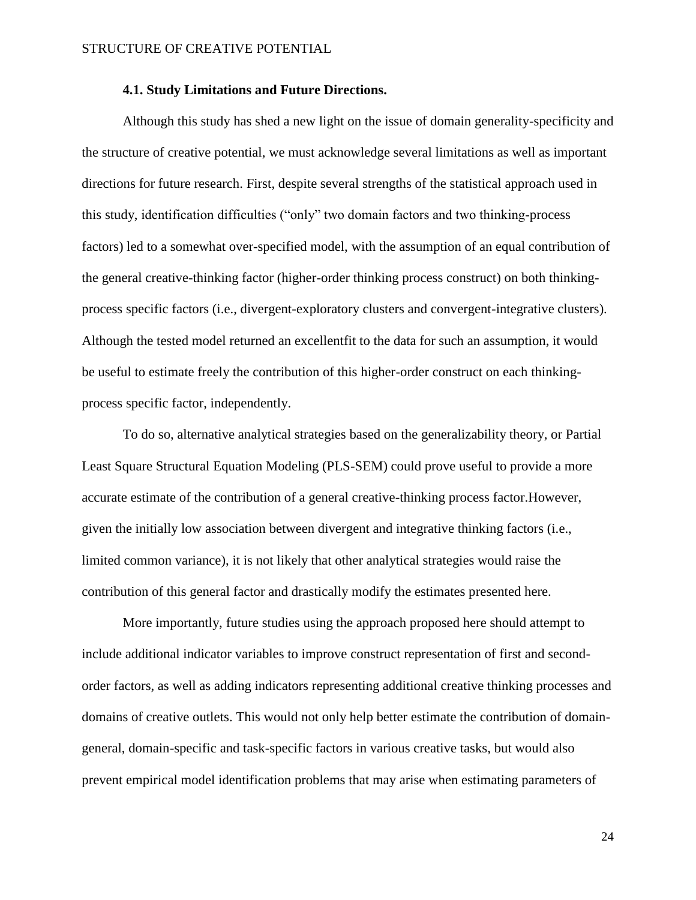### 4.1. Study Limitations and Future Directions.

Although this study has shed a new light on the issue of domain generality-specificity and the structure of creative potential, we must acknowledge several limitations as well as important directions for future research. First, despite several strengths of the statistical approach used in this study, identification difficulties ("only" two domain factors and two thinking-process factors) led to a somewhat over-specified model, with the assumption of an equal contribution of the general creative-thinking factor (higher-order thinking process construct) on both thinking-process specific factors (i.e., divergent-exploratory clusters and convergent-integrative clusters). Although the tested model returned an excellentfit to the data for such an assumption, it would be useful to estimate freely the contribution of this higher-order construct on each thinking-process specific factor, independently.

To do so, alternative analytical strategies based on the generalizability theory, or Partial Least Square Structural Equation Modeling (PLS-SEM) could prove useful to provide a more accurate estimate of the contribution of a general creative-thinking process factor.However, given the initially low association between divergent and integrative thinking factors (i.e., limited common variance), it is not likely that other analytical strategies would raise the contribution of this general factor and drastically modify the estimates presented here.

More importantly, future studies using the approach proposed here should attempt to include additional indicator variables to improve construct representation of first and second-order factors, as well as adding indicators representing additional creative thinking processes and domains of creative outlets. This would not only help better estimate the contribution of domain-general, domain-specific and task-specific factors in various creative tasks, but would also prevent empirical model identification problems that may arise when estimating parameters of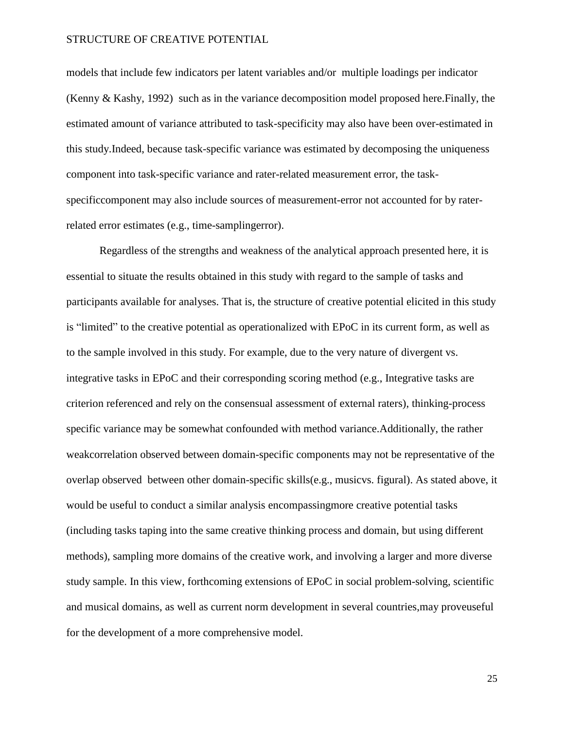models that include few indicators per latent variables and/or multiple loadings per indicator (Kenny & Kashy, 1992) such as in the variance decomposition model proposed here.Finally, the estimated amount of variance attributed to task-specificity may also have been over-estimated in this study.Indeed, because task-specific variance was estimated by decomposing the uniqueness component into task-specific variance and rater-related measurement error, the task-specificcomponent may also include sources of measurement-error not accounted for by rater-related error estimates (e.g., time-samplingerror).

Regardless of the strengths and weakness of the analytical approach presented here, it is essential to situate the results obtained in this study with regard to the sample of tasks and participants available for analyses. That is, the structure of creative potential elicited in this study is “limited” to the creative potential as operationalized with EPoC in its current form, as well as to the sample involved in this study. For example, due to the very nature of divergent vs. integrative tasks in EPoC and their corresponding scoring method (e.g., Integrative tasks are criterion referenced and rely on the consensual assessment of external raters), thinking-process specific variance may be somewhat confounded with method variance.Additionally, the rather weakcorrelation observed between domain-specific components may not be representative of the overlap observed between other domain-specific skills(e.g., musicvs. figural). As stated above, it would be useful to conduct a similar analysis encompassingmore creative potential tasks (including tasks taping into the same creative thinking process and domain, but using different methods), sampling more domains of the creative work, and involving a larger and more diverse study sample. In this view, forthcoming extensions of EPoC in social problem-solving, scientific and musical domains, as well as current norm development in several countries,may proveuseful for the development of a more comprehensive model.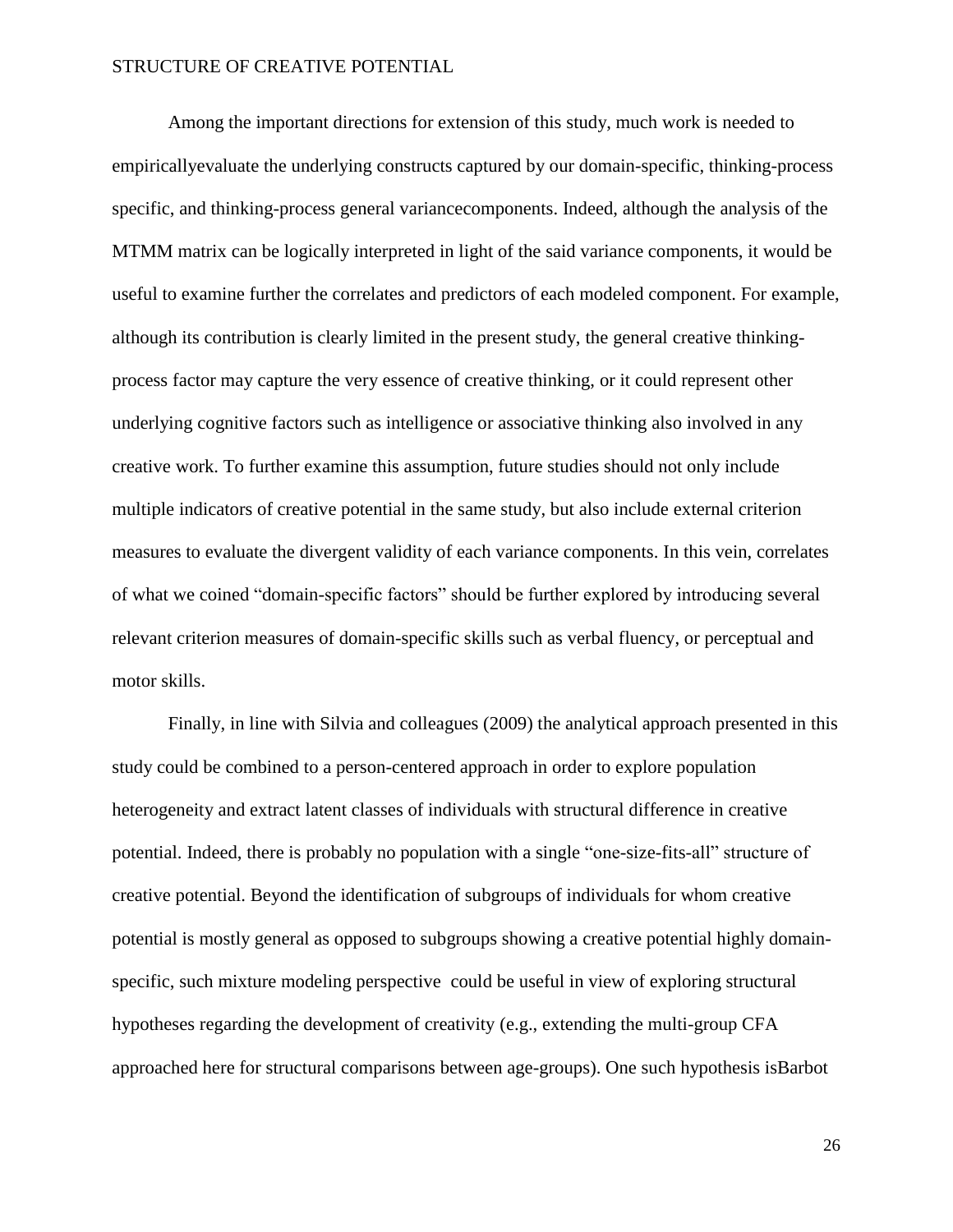Among the important directions for extension of this study, much work is needed to empiricallyevaluate the underlying constructs captured by our domain-specific, thinking-process specific, and thinking-process general variancecomponents. Indeed, although the analysis of the MTMM matrix can be logically interpreted in light of the said variance components, it would be useful to examine further the correlates and predictors of each modeled component. For example, although its contribution is clearly limited in the present study, the general creative thinking-process factor may capture the very essence of creative thinking, or it could represent other underlying cognitive factors such as intelligence or associative thinking also involved in any creative work. To further examine this assumption, future studies should not only include multiple indicators of creative potential in the same study, but also include external criterion measures to evaluate the divergent validity of each variance components. In this vein, correlates of what we coined “domain-specific factors” should be further explored by introducing several relevant criterion measures of domain-specific skills such as verbal fluency, or perceptual and motor skills.

Finally, in line with Silvia and colleagues (2009) the analytical approach presented in this study could be combined to a person-centered approach in order to explore population heterogeneity and extract latent classes of individuals with structural difference in creative potential. Indeed, there is probably no population with a single “one-size-fits-all” structure of creative potential. Beyond the identification of subgroups of individuals for whom creative potential is mostly general as opposed to subgroups showing a creative potential highly domain-specific, such mixture modeling perspective could be useful in view of exploring structural hypotheses regarding the development of creativity (e.g., extending the multi-group CFA approached here for structural comparisons between age-groups). One such hypothesis isBarbot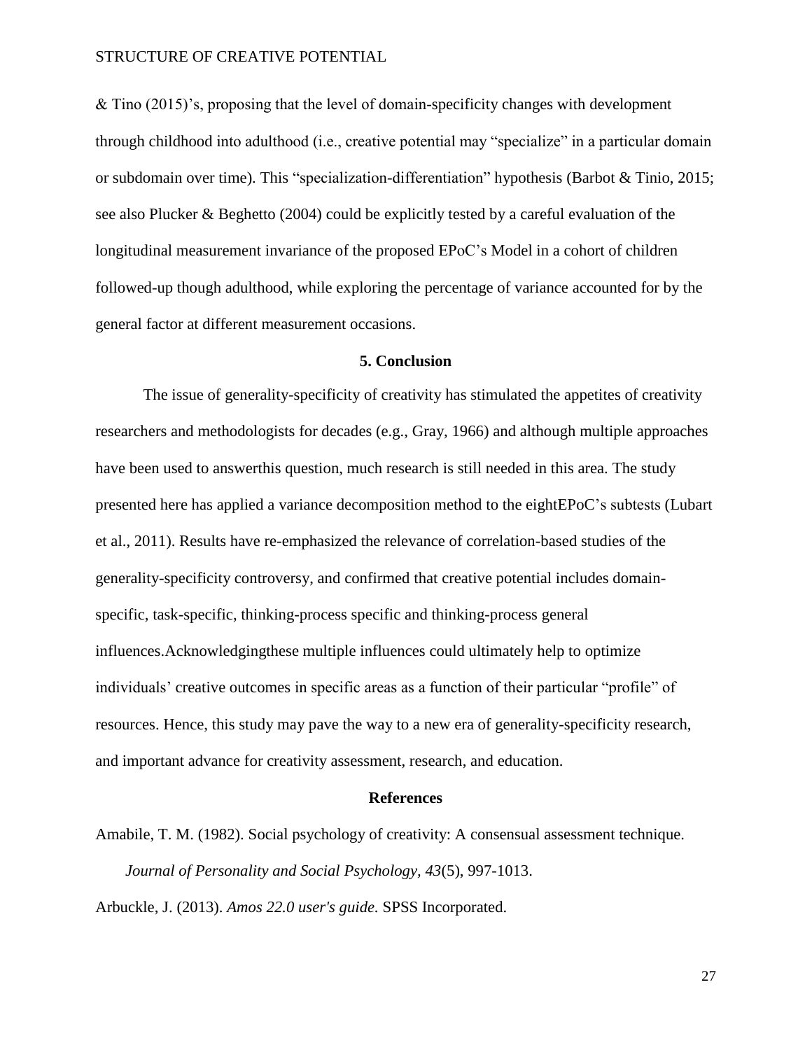& Tino (2015)'s, proposing that the level of domain-specificity changes with development through childhood into adulthood (i.e., creative potential may "specialize" in a particular domain or subdomain over time). This "specialization-differentiation" hypothesis (Barbot & Tinio, 2015; see also Plucker & Beghetto (2004) could be explicitly tested by a careful evaluation of the longitudinal measurement invariance of the proposed EPoC's Model in a cohort of children followed-up though adulthood, while exploring the percentage of variance accounted for by the general factor at different measurement occasions.

## 5. Conclusion

The issue of generality-specificity of creativity has stimulated the appetites of creativity researchers and methodologists for decades (e.g., Gray, 1966) and although multiple approaches have been used to answerthis question, much research is still needed in this area. The study presented here has applied a variance decomposition method to the eightEPoC's subtests (Lubart et al., 2011). Results have re-emphasized the relevance of correlation-based studies of the generality-specificity controversy, and confirmed that creative potential includes domain-specific, task-specific, thinking-process specific and thinking-process general influences.Acknowledgingthese multiple influences could ultimately help to optimize individuals' creative outcomes in specific areas as a function of their particular "profile" of resources. Hence, this study may pave the way to a new era of generality-specificity research, and important advance for creativity assessment, research, and education.

## References

Amabile, T. M. (1982). Social psychology of creativity: A consensual assessment technique. *Journal of Personality and Social Psychology, 43*(5), 997-1013.

Arbuckle, J. (2013). *Amos 22.0 user's guide.* SPSS Incorporated.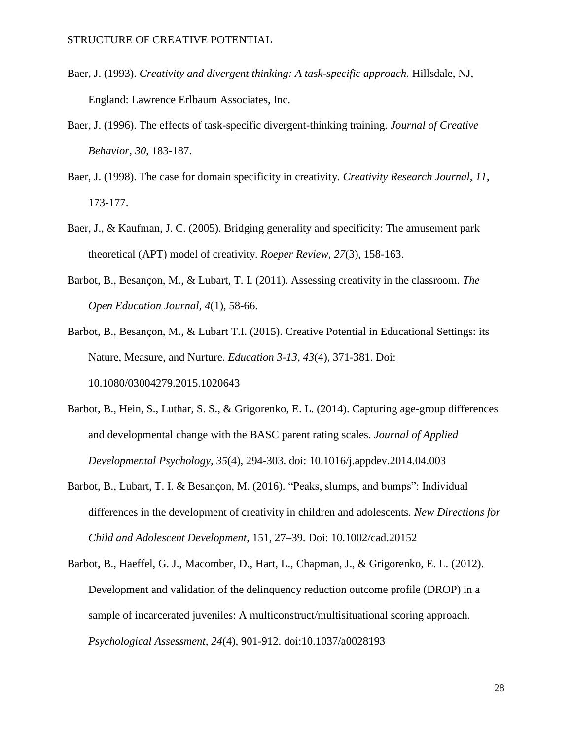Baer, J. (1993). *Creativity and divergent thinking: A task-specific approach.* Hillsdale, NJ, England: Lawrence Erlbaum Associates, Inc.

Baer, J. (1996). The effects of task-specific divergent-thinking training. *Journal of Creative Behavior, 30*, 183-187.

Baer, J. (1998). The case for domain specificity in creativity. *Creativity Research Journal, 11*, 173-177.

Baer, J., & Kaufman, J. C. (2005). Bridging generality and specificity: The amusement park theoretical (APT) model of creativity. *Roeper Review, 27*(3), 158-163.

Barbot, B., Besançon, M., & Lubart, T. I. (2011). Assessing creativity in the classroom. *The Open Education Journal, 4*(1), 58-66.

Barbot, B., Besançon, M., & Lubart T.I. (2015). Creative Potential in Educational Settings: its Nature, Measure, and Nurture. *Education 3-13, 43*(4), 371-381. Doi: 10.1080/03004279.2015.1020643

Barbot, B., Hein, S., Luthar, S. S., & Grigorenko, E. L. (2014). Capturing age-group differences and developmental change with the BASC parent rating scales. *Journal of Applied Developmental Psychology, 35*(4), 294-303. doi: 10.1016/j.appdev.2014.04.003

Barbot, B., Lubart, T. I. & Besançon, M. (2016). "Peaks, slumps, and bumps": Individual differences in the development of creativity in children and adolescents. *New Directions for Child and Adolescent Development*, 151, 27–39. Doi: 10.1002/cad.20152

Barbot, B., Haeffel, G. J., Macomber, D., Hart, L., Chapman, J., & Grigorenko, E. L. (2012). Development and validation of the delinquency reduction outcome profile (DROP) in a sample of incarcerated juveniles: A multiconstruct/multisituational scoring approach. *Psychological Assessment, 24*(4), 901-912. doi:10.1037/a0028193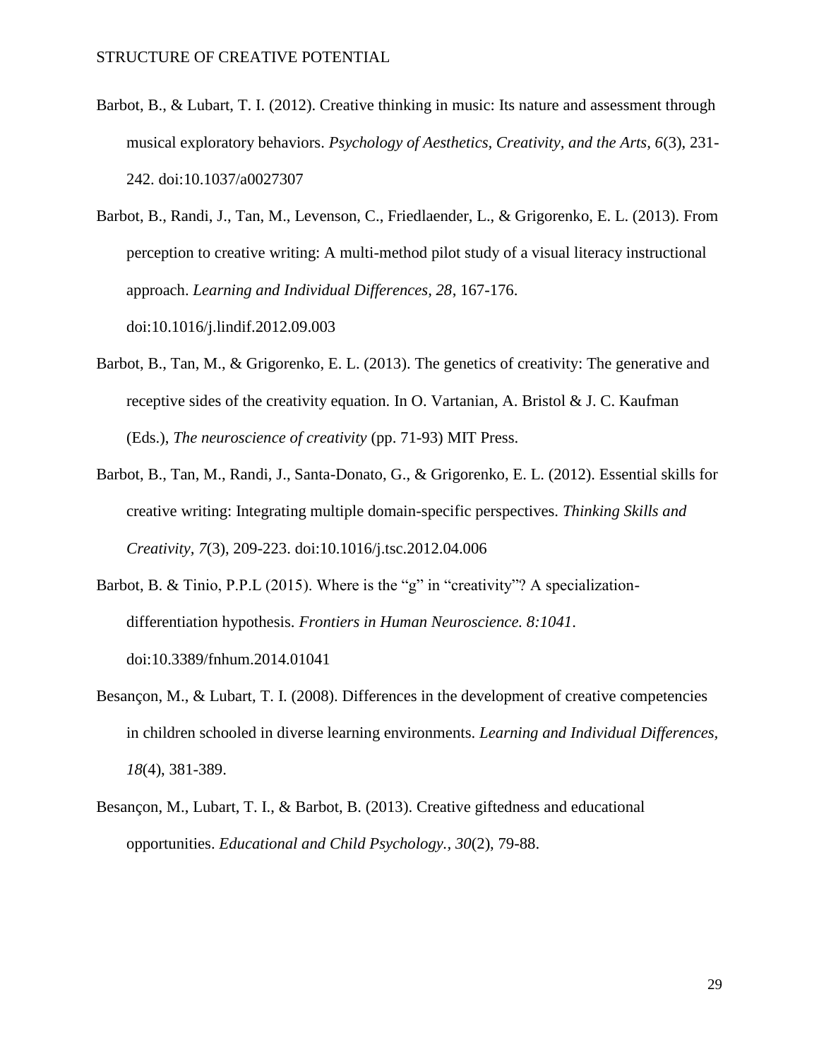Barbot, B., & Lubart, T. I. (2012). Creative thinking in music: Its nature and assessment through musical exploratory behaviors. *Psychology of Aesthetics, Creativity, and the Arts, 6*(3), 231-242. doi:10.1037/a0027307

Barbot, B., Randi, J., Tan, M., Levenson, C., Friedlaender, L., & Grigorenko, E. L. (2013). From perception to creative writing: A multi-method pilot study of a visual literacy instructional approach. *Learning and Individual Differences, 28*, 167-176. doi:10.1016/j.lindif.2012.09.003

Barbot, B., Tan, M., & Grigorenko, E. L. (2013). The genetics of creativity: The generative and receptive sides of the creativity equation. In O. Vartanian, A. Bristol & J. C. Kaufman (Eds.), *The neuroscience of creativity* (pp. 71-93) MIT Press.

Barbot, B., Tan, M., Randi, J., Santa-Donato, G., & Grigorenko, E. L. (2012). Essential skills for creative writing: Integrating multiple domain-specific perspectives. *Thinking Skills and Creativity, 7*(3), 209-223. doi:10.1016/j.tsc.2012.04.006

Barbot, B. & Tinio, P.P.L (2015). Where is the "g" in "creativity"? A specialization-differentiation hypothesis. *Frontiers in Human Neuroscience. 8:1041*. doi:10.3389/fnhum.2014.01041

Besançon, M., & Lubart, T. I. (2008). Differences in the development of creative competencies in children schooled in diverse learning environments. *Learning and Individual Differences, 18*(4), 381-389.

Besançon, M., Lubart, T. I., & Barbot, B. (2013). Creative giftedness and educational opportunities. *Educational and Child Psychology., 30*(2), 79-88.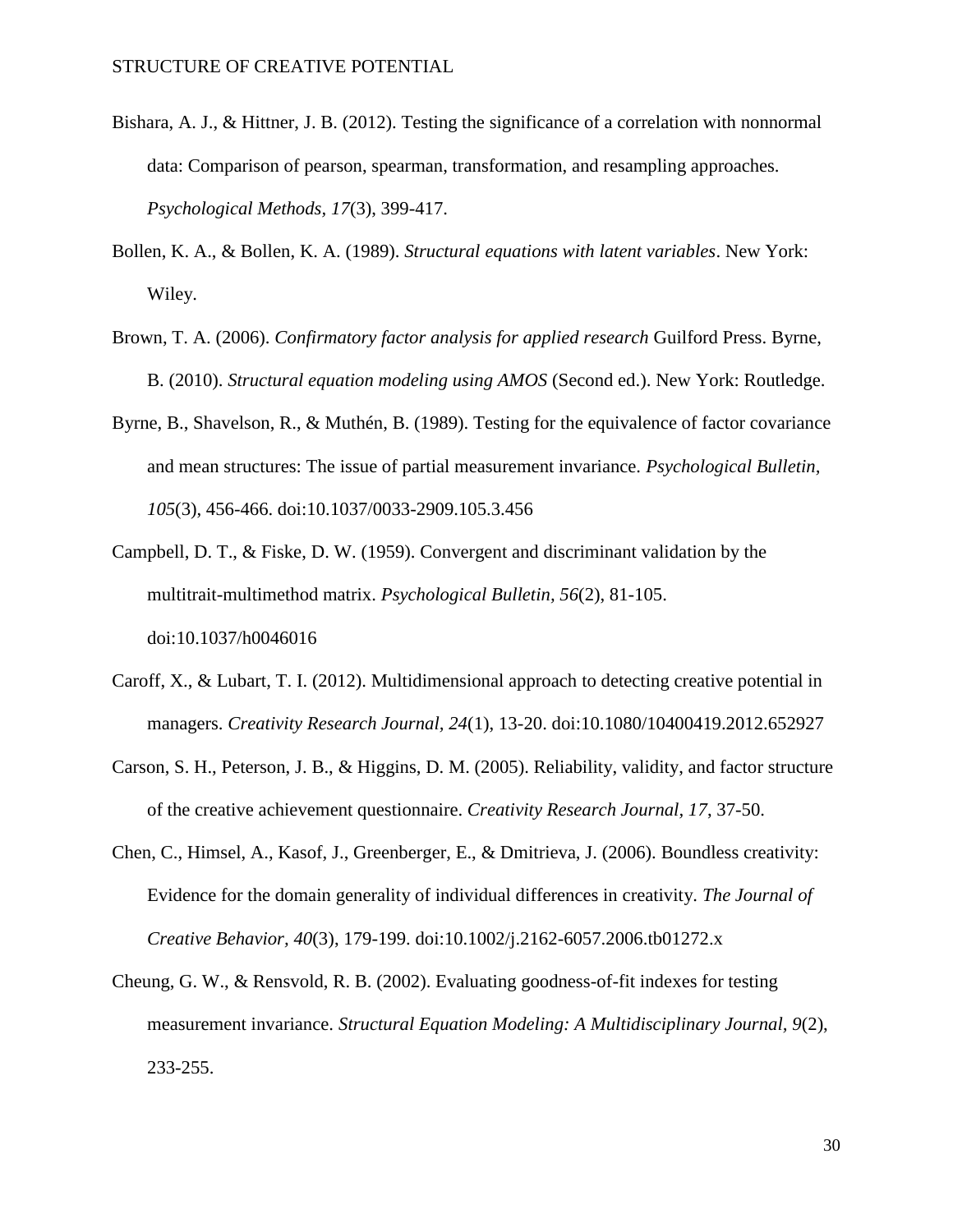Bishara, A. J., & Hittner, J. B. (2012). Testing the significance of a correlation with nonnormal data: Comparison of pearson, spearman, transformation, and resampling approaches. *Psychological Methods, 17*(3), 399-417.

Bollen, K. A., & Bollen, K. A. (1989). *Structural equations with latent variables*. New York: Wiley.

Brown, T. A. (2006). *Confirmatory factor analysis for applied research* Guilford Press. Byrne, B. (2010). *Structural equation modeling using AMOS* (Second ed.). New York: Routledge.

Byrne, B., Shavelson, R., & Muthén, B. (1989). Testing for the equivalence of factor covariance and mean structures: The issue of partial measurement invariance. *Psychological Bulletin, 105*(3), 456-466. doi:10.1037/0033-2909.105.3.456

Campbell, D. T., & Fiske, D. W. (1959). Convergent and discriminant validation by the multitrait-multimethod matrix. *Psychological Bulletin, 56*(2), 81-105. doi:10.1037/h0046016

Caroff, X., & Lubart, T. I. (2012). Multidimensional approach to detecting creative potential in managers. *Creativity Research Journal, 24*(1), 13-20. doi:10.1080/10400419.2012.652927

Carson, S. H., Peterson, J. B., & Higgins, D. M. (2005). Reliability, validity, and factor structure of the creative achievement questionnaire. *Creativity Research Journal, 17*, 37-50.

Chen, C., Himsel, A., Kasof, J., Greenberger, E., & Dmitrieva, J. (2006). Boundless creativity: Evidence for the domain generality of individual differences in creativity. *The Journal of Creative Behavior, 40*(3), 179-199. doi:10.1002/j.2162-6057.2006.tb01272.x

Cheung, G. W., & Rensvold, R. B. (2002). Evaluating goodness-of-fit indexes for testing measurement invariance. *Structural Equation Modeling: A Multidisciplinary Journal, 9*(2), 233-255.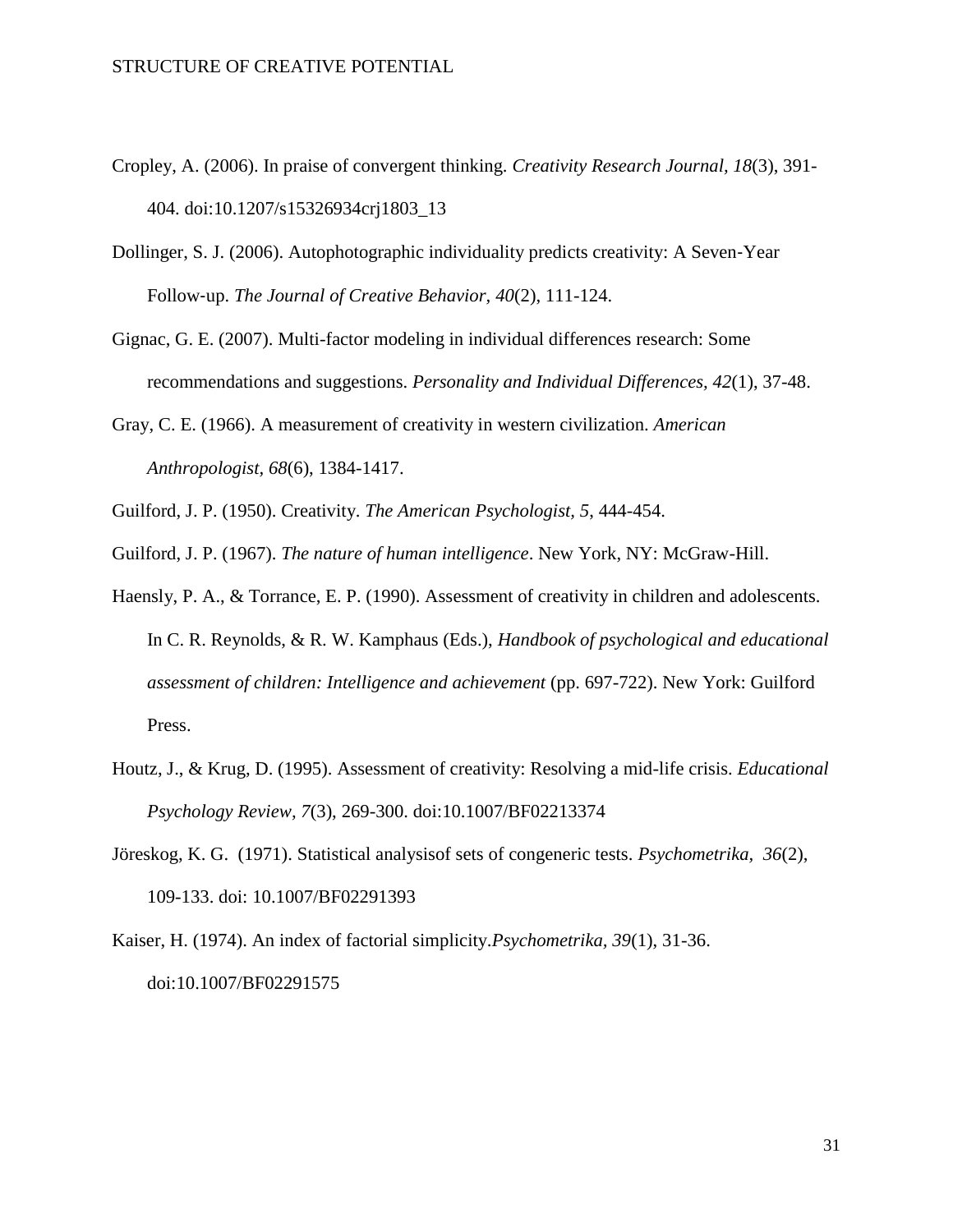Cropley, A. (2006). In praise of convergent thinking. *Creativity Research Journal*, *18*(3), 391-404. doi:10.1207/s15326934crj1803_13

Dollinger, S. J. (2006). Autophotographic individuality predicts creativity: A Seven‐Year Follow‐up. *The Journal of Creative Behavior, 40*(2), 111-124.

Gignac, G. E. (2007). Multi-factor modeling in individual differences research: Some recommendations and suggestions. *Personality and Individual Differences, 42*(1), 37-48.

Gray, C. E. (1966). A measurement of creativity in western civilization. *American Anthropologist*, *68*(6), 1384-1417.

Guilford, J. P. (1950). Creativity. *The American Psychologist, 5*, 444-454.

Guilford, J. P. (1967). *The nature of human intelligence*. New York, NY: McGraw-Hill.

Haensly, P. A., & Torrance, E. P. (1990). Assessment of creativity in children and adolescents. In C. R. Reynolds, & R. W. Kamphaus (Eds.), *Handbook of psychological and educational assessment of children: Intelligence and achievement* (pp. 697-722). New York: Guilford Press.

Houtz, J., & Krug, D. (1995). Assessment of creativity: Resolving a mid-life crisis. *Educational Psychology Review, 7*(3), 269-300. doi:10.1007/BF02213374

Jöreskog, K. G. (1971). Statistical analysisof sets of congeneric tests. *Psychometrika*, *36*(2), 109-133. doi: 10.1007/BF02291393

Kaiser, H. (1974). An index of factorial simplicity.*Psychometrika*, *39*(1), 31-36. doi:10.1007/BF02291575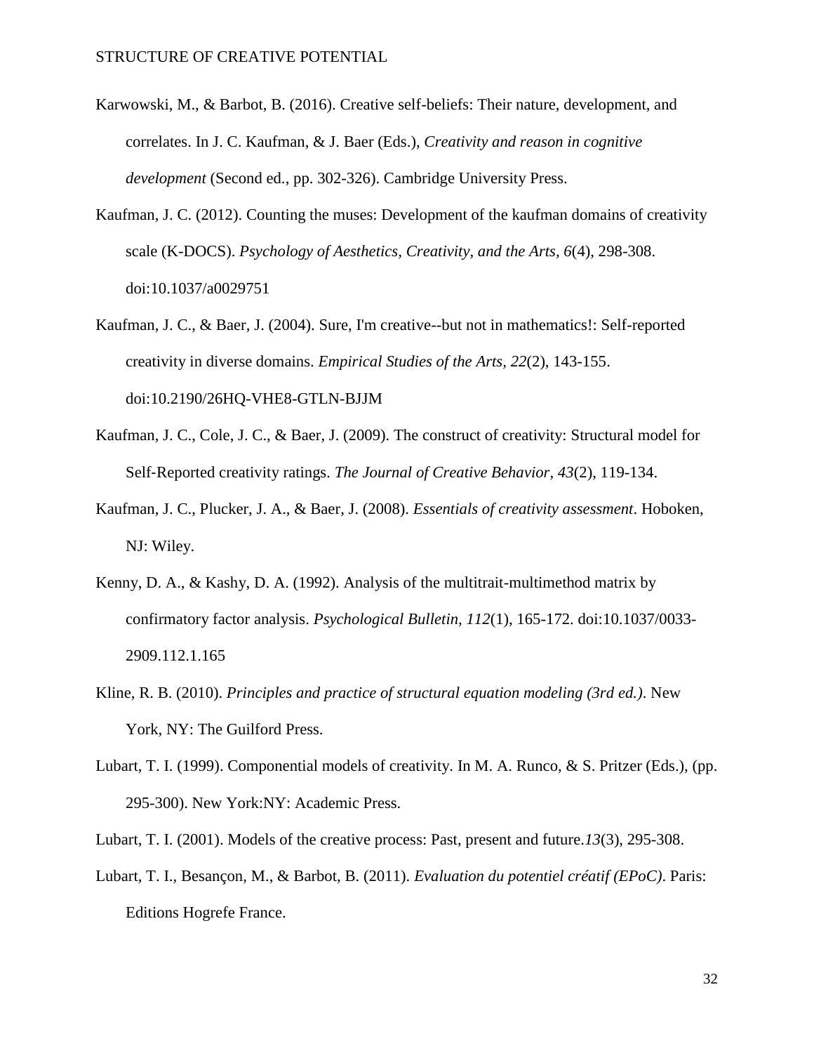Karwowski, M., & Barbot, B. (2016). Creative self-beliefs: Their nature, development, and correlates. In J. C. Kaufman, & J. Baer (Eds.), *Creativity and reason in cognitive development* (Second ed., pp. 302-326). Cambridge University Press.

Kaufman, J. C. (2012). Counting the muses: Development of the kaufman domains of creativity scale (K-DOCS). *Psychology of Aesthetics, Creativity, and the Arts, 6*(4), 298-308. doi:10.1037/a0029751

Kaufman, J. C., & Baer, J. (2004). Sure, I'm creative--but not in mathematics!: Self-reported creativity in diverse domains. *Empirical Studies of the Arts, 22*(2), 143-155. doi:10.2190/26HQ-VHE8-GTLN-BJJM

Kaufman, J. C., Cole, J. C., & Baer, J. (2009). The construct of creativity: Structural model for Self-Reported creativity ratings. *The Journal of Creative Behavior, 43*(2), 119-134.

Kaufman, J. C., Plucker, J. A., & Baer, J. (2008). *Essentials of creativity assessment*. Hoboken, NJ: Wiley.

Kenny, D. A., & Kashy, D. A. (1992). Analysis of the multitrait-multimethod matrix by confirmatory factor analysis. *Psychological Bulletin, 112*(1), 165-172. doi:10.1037/0033-2909.112.1.165

Kline, R. B. (2010). *Principles and practice of structural equation modeling (3rd ed.)*. New York, NY: The Guilford Press.

Lubart, T. I. (1999). Componential models of creativity. In M. A. Runco, & S. Pritzer (Eds.), (pp. 295-300). New York:NY: Academic Press.

Lubart, T. I. (2001). Models of the creative process: Past, present and future.*13*(3), 295-308.

Lubart, T. I., Besançon, M., & Barbot, B. (2011). *Evaluation du potentiel créatif (EPoC)*. Paris: Editions Hogrefe France.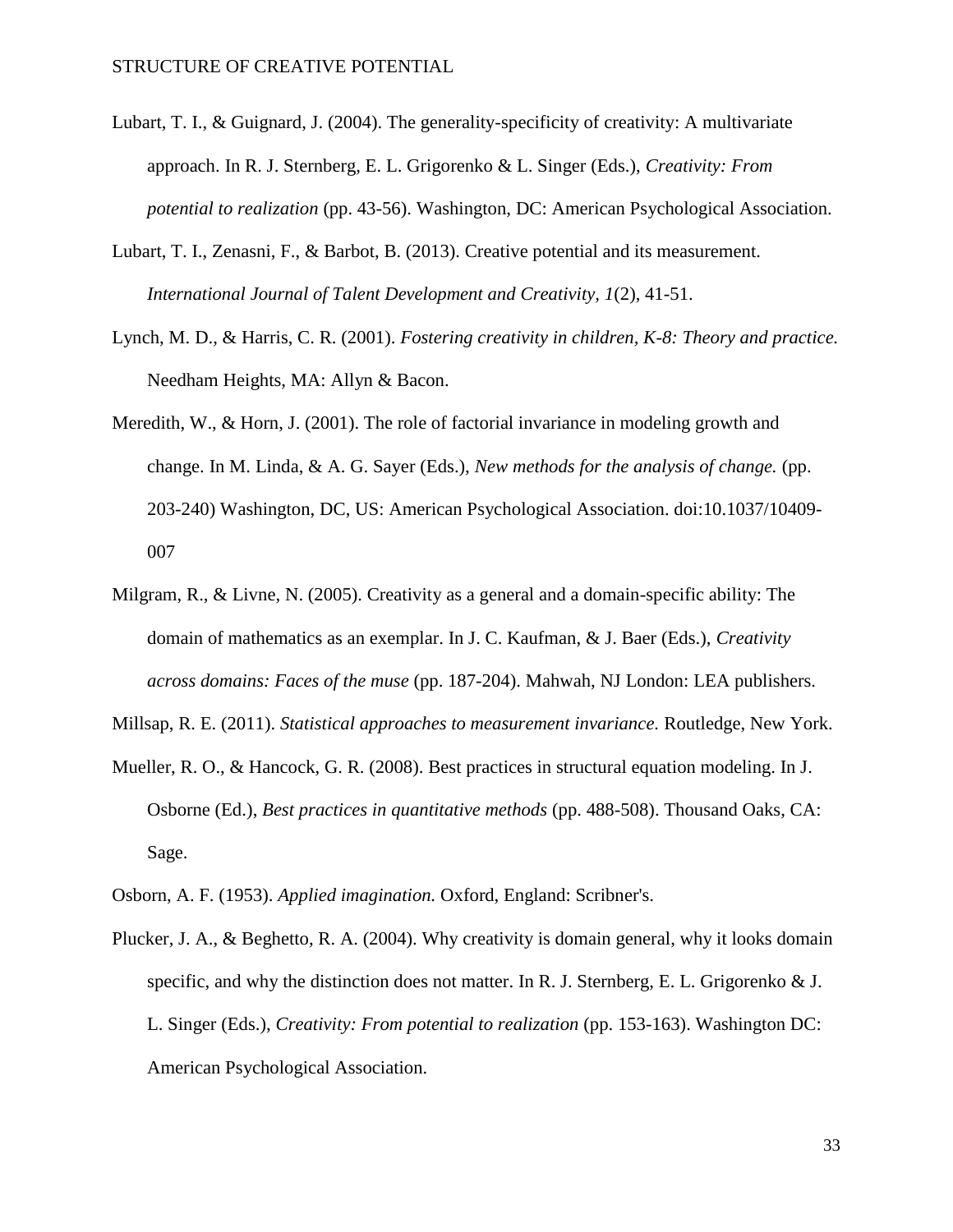Lubart, T. I., & Guignard, J. (2004). The generality-specificity of creativity: A multivariate approach. In R. J. Sternberg, E. L. Grigorenko & L. Singer (Eds.), *Creativity: From potential to realization* (pp. 43-56). Washington, DC: American Psychological Association.

Lubart, T. I., Zenasni, F., & Barbot, B. (2013). Creative potential and its measurement. *International Journal of Talent Development and Creativity, 1*(2), 41-51.

Lynch, M. D., & Harris, C. R. (2001). *Fostering creativity in children, K-8: Theory and practice.* Needham Heights, MA: Allyn & Bacon.

Meredith, W., & Horn, J. (2001). The role of factorial invariance in modeling growth and change. In M. Linda, & A. G. Sayer (Eds.), *New methods for the analysis of change.* (pp. 203-240) Washington, DC, US: American Psychological Association. doi:10.1037/10409-007

Milgram, R., & Livne, N. (2005). Creativity as a general and a domain-specific ability: The domain of mathematics as an exemplar. In J. C. Kaufman, & J. Baer (Eds.), *Creativity across domains: Faces of the muse* (pp. 187-204). Mahwah, NJ London: LEA publishers.

Millsap, R. E. (2011). *Statistical approaches to measurement invariance.* Routledge, New York.

Mueller, R. O., & Hancock, G. R. (2008). Best practices in structural equation modeling. In J. Osborne (Ed.), *Best practices in quantitative methods* (pp. 488-508). Thousand Oaks, CA: Sage.

Osborn, A. F. (1953). *Applied imagination.* Oxford, England: Scribner's.

Plucker, J. A., & Beghetto, R. A. (2004). Why creativity is domain general, why it looks domain specific, and why the distinction does not matter. In R. J. Sternberg, E. L. Grigorenko & J. L. Singer (Eds.), *Creativity: From potential to realization* (pp. 153-163). Washington DC: American Psychological Association.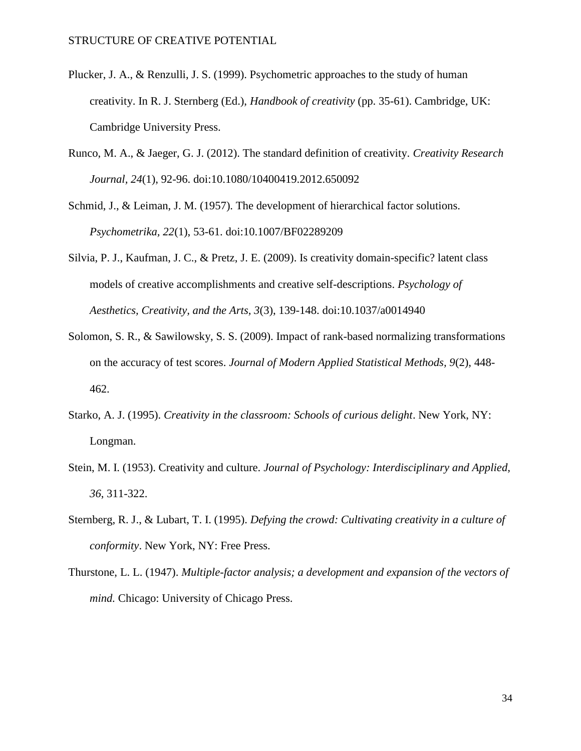Plucker, J. A., & Renzulli, J. S. (1999). Psychometric approaches to the study of human creativity. In R. J. Sternberg (Ed.), *Handbook of creativity* (pp. 35-61). Cambridge, UK: Cambridge University Press.

Runco, M. A., & Jaeger, G. J. (2012). The standard definition of creativity. *Creativity Research Journal, 24*(1), 92-96. doi:10.1080/10400419.2012.650092

Schmid, J., & Leiman, J. M. (1957). The development of hierarchical factor solutions. *Psychometrika, 22*(1), 53-61. doi:10.1007/BF02289209

Silvia, P. J., Kaufman, J. C., & Pretz, J. E. (2009). Is creativity domain-specific? latent class models of creative accomplishments and creative self-descriptions. *Psychology of Aesthetics, Creativity, and the Arts, 3*(3), 139-148. doi:10.1037/a0014940

Solomon, S. R., & Sawilowsky, S. S. (2009). Impact of rank-based normalizing transformations on the accuracy of test scores. *Journal of Modern Applied Statistical Methods, 9*(2), 448-462.

Starko, A. J. (1995). *Creativity in the classroom: Schools of curious delight*. New York, NY: Longman.

Stein, M. I. (1953). Creativity and culture. *Journal of Psychology: Interdisciplinary and Applied, 36*, 311-322.

Sternberg, R. J., & Lubart, T. I. (1995). *Defying the crowd: Cultivating creativity in a culture of conformity*. New York, NY: Free Press.

Thurstone, L. L. (1947). *Multiple-factor analysis; a development and expansion of the vectors of mind.* Chicago: University of Chicago Press.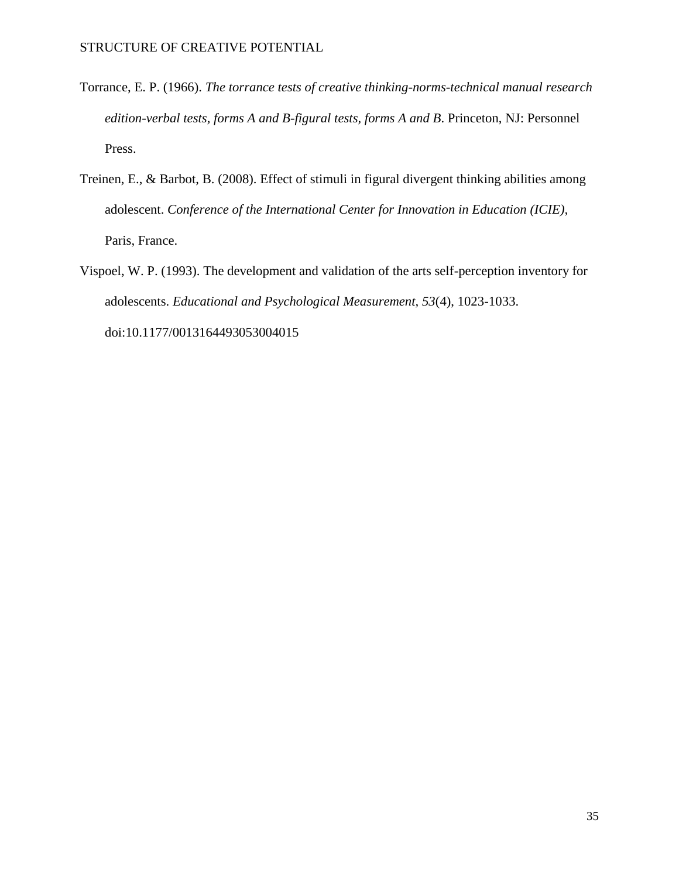Torrance, E. P. (1966). *The torrance tests of creative thinking-norms-technical manual research edition-verbal tests, forms A and B-figural tests, forms A and B*. Princeton, NJ: Personnel Press.

Treinen, E., & Barbot, B. (2008). Effect of stimuli in figural divergent thinking abilities among adolescent. *Conference of the International Center for Innovation in Education (ICIE)*, Paris, France.

Vispoel, W. P. (1993). The development and validation of the arts self-perception inventory for adolescents. *Educational and Psychological Measurement, 53*(4), 1023-1033. doi:10.1177/0013164493053004015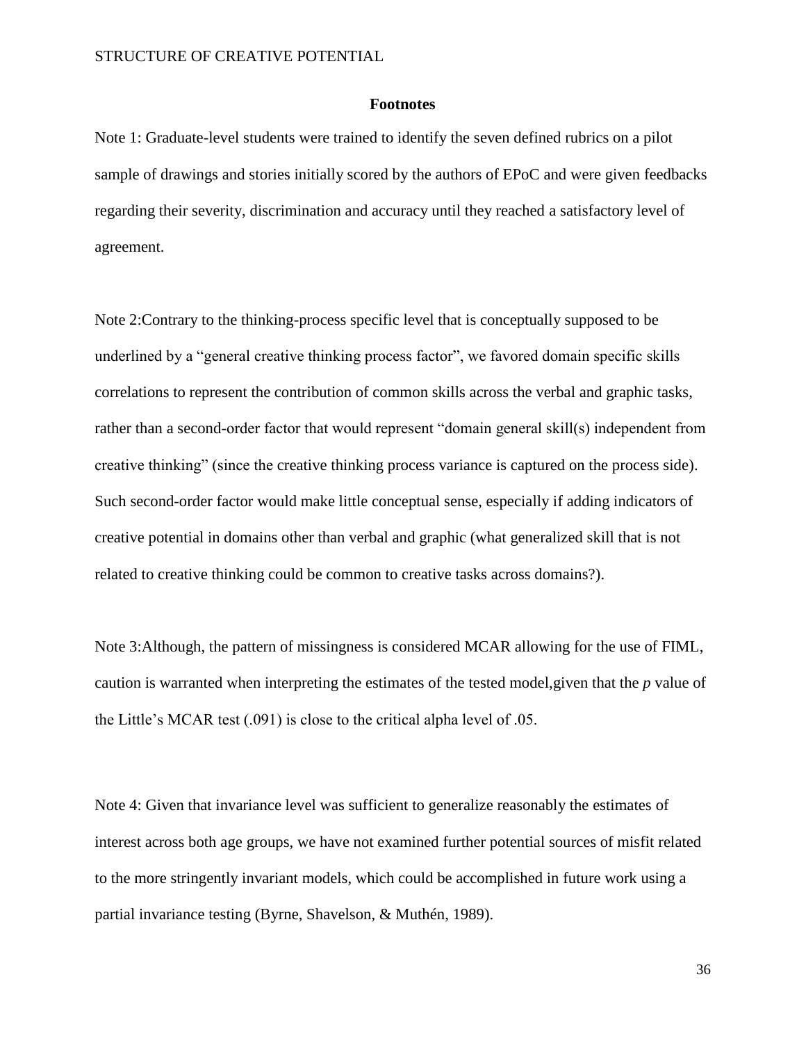## Footnotes

Note 1: Graduate-level students were trained to identify the seven defined rubrics on a pilot sample of drawings and stories initially scored by the authors of EPoC and were given feedbacks regarding their severity, discrimination and accuracy until they reached a satisfactory level of agreement.

Note 2:Contrary to the thinking-process specific level that is conceptually supposed to be underlined by a "general creative thinking process factor", we favored domain specific skills correlations to represent the contribution of common skills across the verbal and graphic tasks, rather than a second-order factor that would represent "domain general skill(s) independent from creative thinking" (since the creative thinking process variance is captured on the process side). Such second-order factor would make little conceptual sense, especially if adding indicators of creative potential in domains other than verbal and graphic (what generalized skill that is not related to creative thinking could be common to creative tasks across domains?).

Note 3:Although, the pattern of missingness is considered MCAR allowing for the use of FIML, caution is warranted when interpreting the estimates of the tested model,given that the $p$ value of the Little's MCAR test (.091) is close to the critical alpha level of .05.

Note 4: Given that invariance level was sufficient to generalize reasonably the estimates of interest across both age groups, we have not examined further potential sources of misfit related to the more stringently invariant models, which could be accomplished in future work using a partial invariance testing (Byrne, Shavelson, & Muthén, 1989).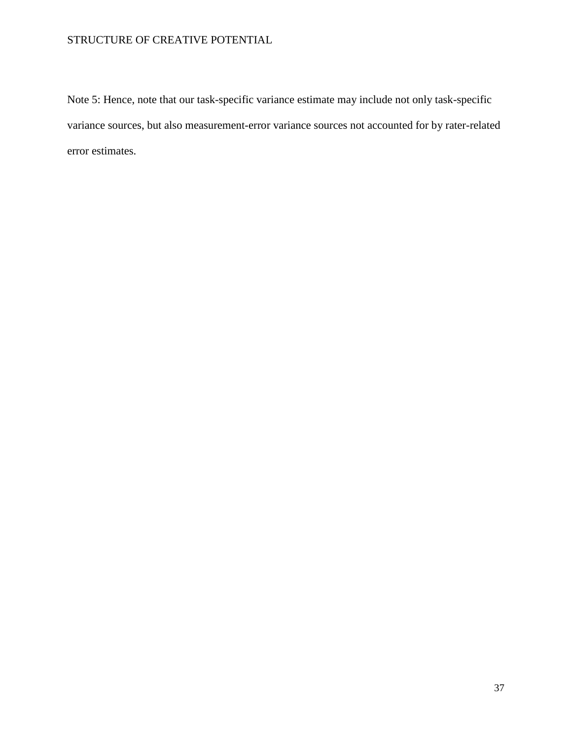Note 5: Hence, note that our task-specific variance estimate may include not only task-specific variance sources, but also measurement-error variance sources not accounted for by rater-related error estimates.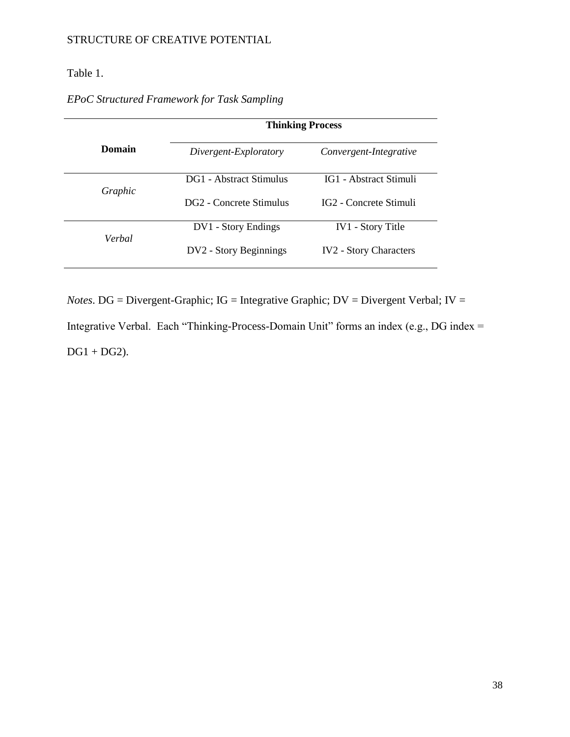Table 1.

*EPoC Structured Framework for Task Sampling*

| Domain | Thinking Process | |
|---|---|---|
| | *Divergent-Exploratory* | *Convergent-Integrative* |
| *Graphic* | DG1 - Abstract Stimulus | IG1 - Abstract Stimuli |
| | DG2 - Concrete Stimulus | IG2 - Concrete Stimuli |
| *Verbal* | DV1 - Story Endings | IV1 - Story Title |
| | DV2 - Story Beginnings | IV2 - Story Characters |

*Notes*. DG = Divergent-Graphic; IG = Integrative Graphic; DV = Divergent Verbal; IV = Integrative Verbal. Each “Thinking-Process-Domain Unit” forms an index (e.g., DG index = DG1 + DG2).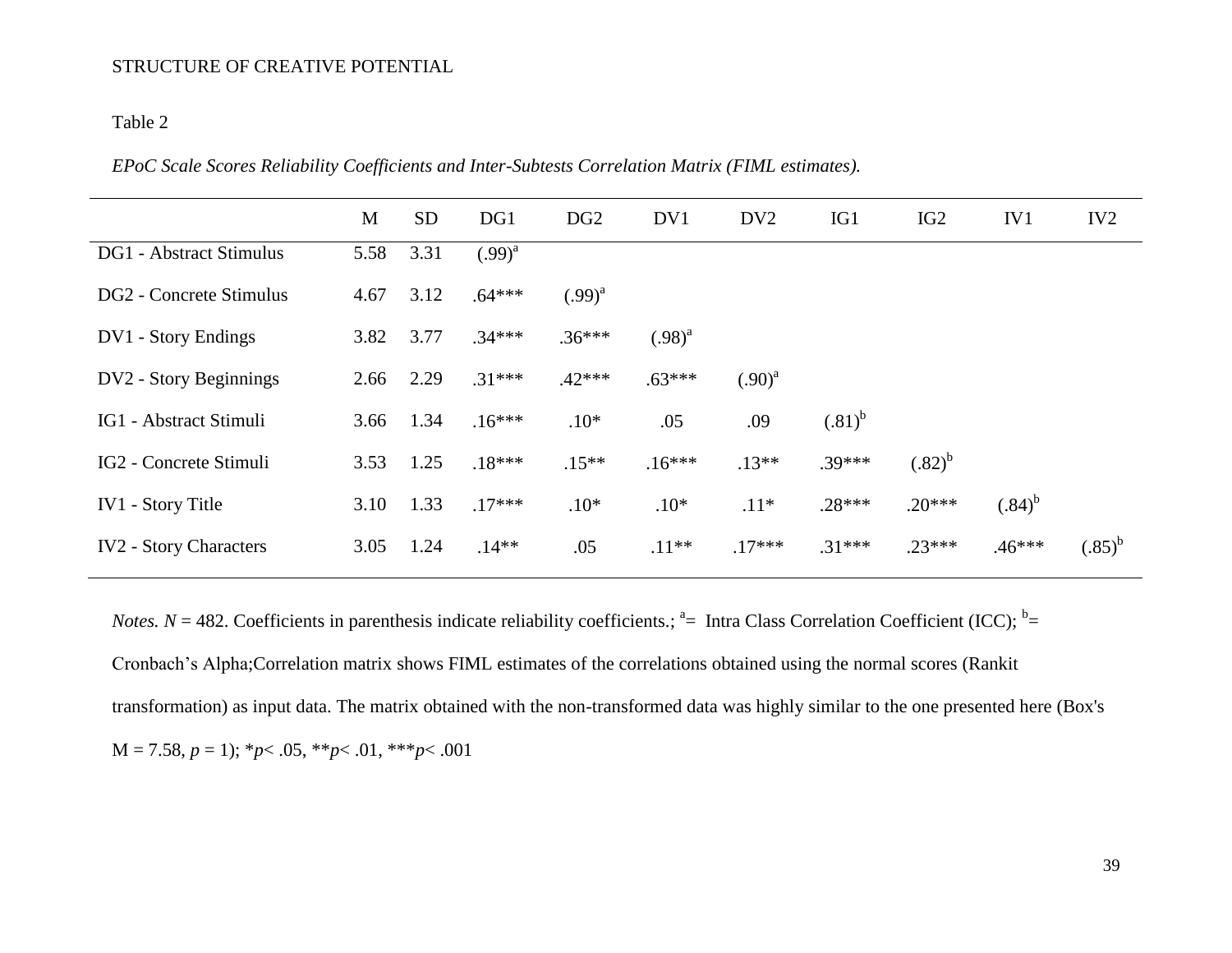Table 2

*EPoC Scale Scores Reliability Coefficients and Inter-Subtests Correlation Matrix (FIML estimates).*

| | M | SD | DG1 | DG2 | DV1 | DV2 | IG1 | IG2 | IV1 | IV2 |
|---|---|---|---|---|---|---|---|---|---|---|
| DG1 - Abstract Stimulus | 5.58 | 3.31 | (.99)[a] | | | | | | | |
| DG2 - Concrete Stimulus | 4.67 | 3.12 | .64*** | (.99)[a] | | | | | | |
| DV1 - Story Endings | 3.82 | 3.77 | .34*** | .36*** | (.98)[a] | | | | | |
| DV2 - Story Beginnings | 2.66 | 2.29 | .31*** | .42*** | .63*** | (.90)[a] | | | | |
| IG1 - Abstract Stimuli | 3.66 | 1.34 | .16*** | .10* | .05 | .09 | (.81)[b] | | | |
| IG2 - Concrete Stimuli | 3.53 | 1.25 | .18*** | .15** | .16*** | .13** | .39*** | (.82)[b] | | |
| IV1 - Story Title | 3.10 | 1.33 | .17*** | .10* | .10* | .11* | .28*** | .20*** | (.84)[b] | |
| IV2 - Story Characters | 3.05 | 1.24 | .14** | .05 | .11** | .17*** | .31*** | .23*** | .46*** | (.85)[b] |

*Notes.* $N$ = 482. Coefficients in parenthesis indicate reliability coefficients.; [a]= Intra Class Correlation Coefficient (ICC); [b]= Cronbach's Alpha;Correlation matrix shows FIML estimates of the correlations obtained using the normal scores (Rankit transformation) as input data. The matrix obtained with the non-transformed data was highly similar to the one presented here (Box's M = 7.58, $p$ = 1); *$p$< .05, **$p$< .01, ***$p$< .001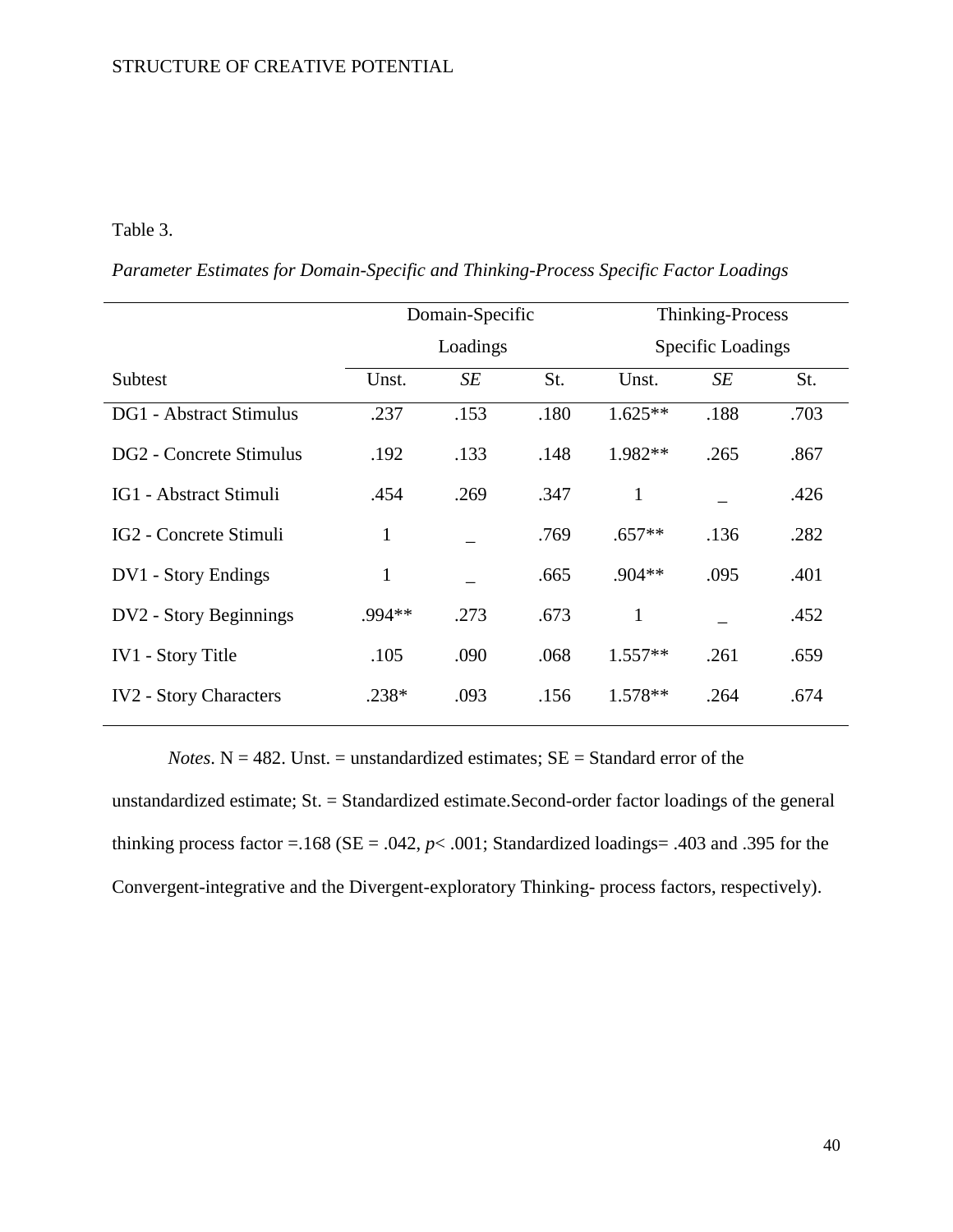Table 3.

*Parameter Estimates for Domain-Specific and Thinking-Process Specific Factor Loadings*

| | Domain-Specific Loadings | | | Thinking-Process Specific Loadings | | |
|---|---|---|---|---|---|---|
| Subtest | Unst. | *SE* | St. | Unst. | *SE* | St. |
| DG1 - Abstract Stimulus | .237 | .153 | .180 | 1.625** | .188 | .703 |
| DG2 - Concrete Stimulus | .192 | .133 | .148 | 1.982** | .265 | .867 |
| IG1 - Abstract Stimuli | .454 | .269 | .347 | 1 | _ | .426 |
| IG2 - Concrete Stimuli | 1 | _ | .769 | .657** | .136 | .282 |
| DV1 - Story Endings | 1 | _ | .665 | .904** | .095 | .401 |
| DV2 - Story Beginnings | .994** | .273 | .673 | 1 | _ | .452 |
| IV1 - Story Title | .105 | .090 | .068 | 1.557** | .261 | .659 |
| IV2 - Story Characters | .238* | .093 | .156 | 1.578** | .264 | .674 |

*Notes*. N = 482. Unst. = unstandardized estimates; SE = Standard error of the unstandardized estimate; St. = Standardized estimate.Second-order factor loadings of the general thinking process factor =.168 (SE = .042, $p < .001$; Standardized loadings= .403 and .395 for the Convergent-integrative and the Divergent-exploratory Thinking- process factors, respectively).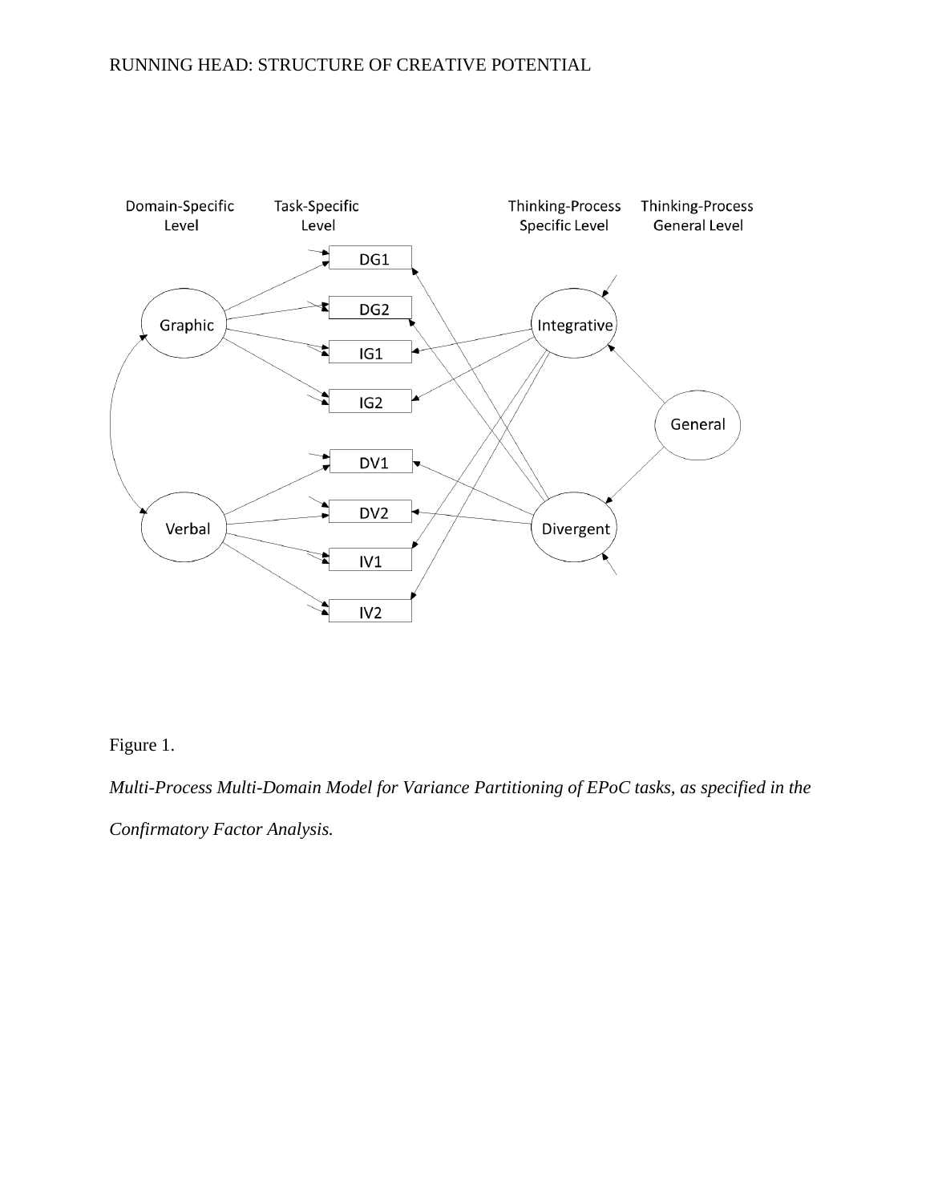Figure 1.

*Multi-Process Multi-Domain Model for Variance Partitioning of EPoC tasks, as specified in the Confirmatory Factor Analysis.*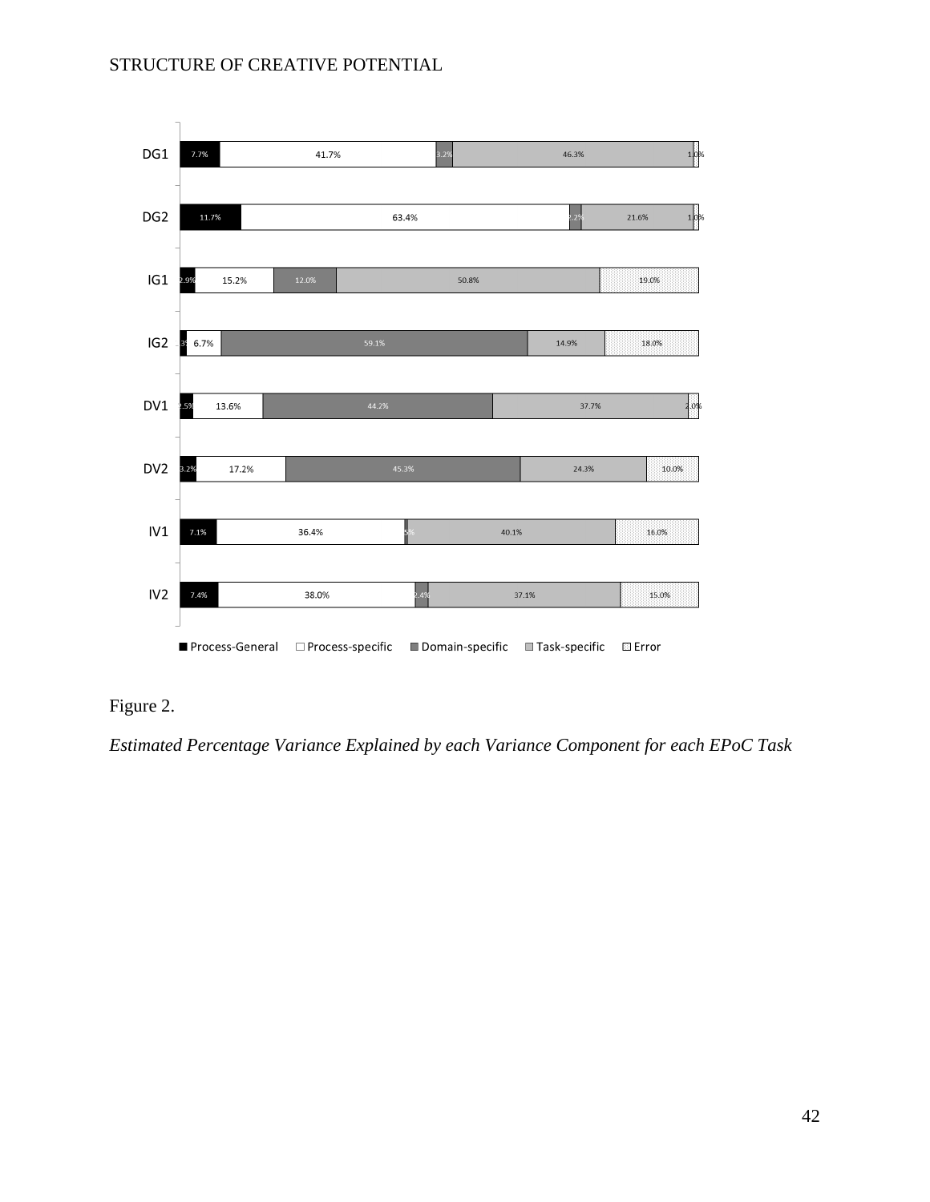DG1 7.7% 41.7% 3.2% 46.3% 1.0%

DG2 11.7% 63.4% 2.2% 21.6% 1.0%

IG1 2.9% 15.2% 12.0% 50.8% 19.0%

IG2 1.3% 6.7% 59.1% 14.9% 18.0%

DV1 2.5% 13.6% 44.2% 37.7% 2.0%

DV2 3.2% 17.2% 45.3% 24.3% 10.0%

IV1 7.1% 36.4% .5% 40.1% 16.0%

IV2 7.4% 38.0% 2.4% 37.1% 15.0%

■ Process-General □ Process-specific ■ Domain-specific ■ Task-specific □ Error

Figure 2.

*Estimated Percentage Variance Explained by each Variance Component for each EPoC Task*